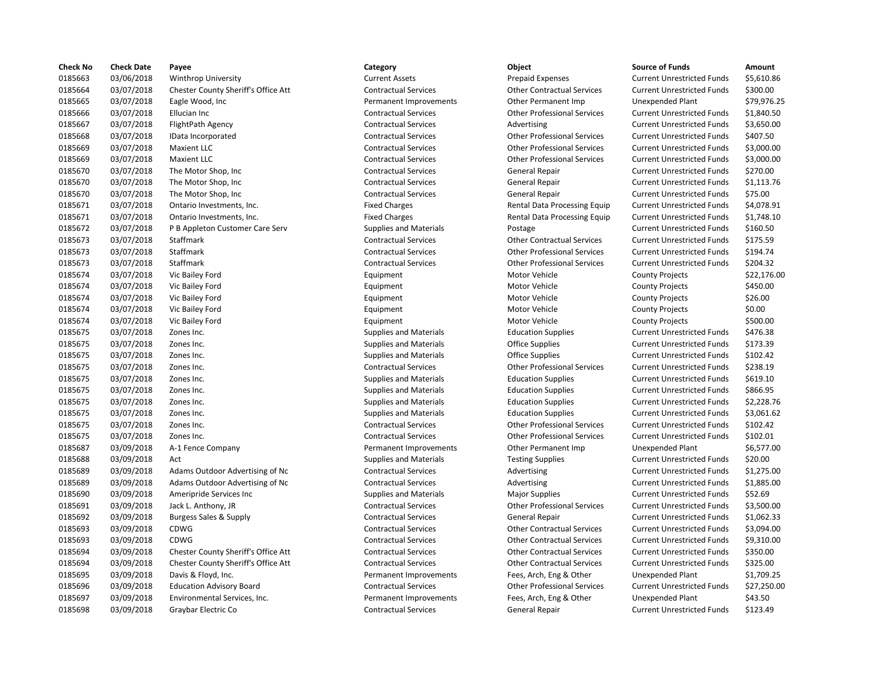| Check No | Check Date | Payee | Category | Object | Source of Funds | Amount |
|---|---|---|---|---|---|---|
| 0185663 | 03/06/2018 | Winthrop University | Current Assets | Prepaid Expenses | Current Unrestricted Funds | $5,610.86 |
| 0185664 | 03/07/2018 | Chester County Sheriff's Office Att | Contractual Services | Other Contractual Services | Current Unrestricted Funds | $300.00 |
| 0185665 | 03/07/2018 | Eagle Wood, Inc | Permanent Improvements | Other Permanent Imp | Unexpended Plant | $79,976.25 |
| 0185666 | 03/07/2018 | Ellucian Inc | Contractual Services | Other Professional Services | Current Unrestricted Funds | $1,840.50 |
| 0185667 | 03/07/2018 | FlightPath Agency | Contractual Services | Advertising | Current Unrestricted Funds | $3,650.00 |
| 0185668 | 03/07/2018 | IData Incorporated | Contractual Services | Other Professional Services | Current Unrestricted Funds | $407.50 |
| 0185669 | 03/07/2018 | Maxient LLC | Contractual Services | Other Professional Services | Current Unrestricted Funds | $3,000.00 |
| 0185669 | 03/07/2018 | Maxient LLC | Contractual Services | Other Professional Services | Current Unrestricted Funds | $3,000.00 |
| 0185670 | 03/07/2018 | The Motor Shop, Inc | Contractual Services | General Repair | Current Unrestricted Funds | $270.00 |
| 0185670 | 03/07/2018 | The Motor Shop, Inc | Contractual Services | General Repair | Current Unrestricted Funds | $1,113.76 |
| 0185670 | 03/07/2018 | The Motor Shop, Inc | Contractual Services | General Repair | Current Unrestricted Funds | $75.00 |
| 0185671 | 03/07/2018 | Ontario Investments, Inc. | Fixed Charges | Rental Data Processing Equip | Current Unrestricted Funds | $4,078.91 |
| 0185671 | 03/07/2018 | Ontario Investments, Inc. | Fixed Charges | Rental Data Processing Equip | Current Unrestricted Funds | $1,748.10 |
| 0185672 | 03/07/2018 | P B Appleton Customer Care Serv | Supplies and Materials | Postage | Current Unrestricted Funds | $160.50 |
| 0185673 | 03/07/2018 | Staffmark | Contractual Services | Other Contractual Services | Current Unrestricted Funds | $175.59 |
| 0185673 | 03/07/2018 | Staffmark | Contractual Services | Other Professional Services | Current Unrestricted Funds | $194.74 |
| 0185673 | 03/07/2018 | Staffmark | Contractual Services | Other Professional Services | Current Unrestricted Funds | $204.32 |
| 0185674 | 03/07/2018 | Vic Bailey Ford | Equipment | Motor Vehicle | County Projects | $22,176.00 |
| 0185674 | 03/07/2018 | Vic Bailey Ford | Equipment | Motor Vehicle | County Projects | $450.00 |
| 0185674 | 03/07/2018 | Vic Bailey Ford | Equipment | Motor Vehicle | County Projects | $26.00 |
| 0185674 | 03/07/2018 | Vic Bailey Ford | Equipment | Motor Vehicle | County Projects | $0.00 |
| 0185674 | 03/07/2018 | Vic Bailey Ford | Equipment | Motor Vehicle | County Projects | $500.00 |
| 0185675 | 03/07/2018 | Zones Inc. | Supplies and Materials | Education Supplies | Current Unrestricted Funds | $476.38 |
| 0185675 | 03/07/2018 | Zones Inc. | Supplies and Materials | Office Supplies | Current Unrestricted Funds | $173.39 |
| 0185675 | 03/07/2018 | Zones Inc. | Supplies and Materials | Office Supplies | Current Unrestricted Funds | $102.42 |
| 0185675 | 03/07/2018 | Zones Inc. | Contractual Services | Other Professional Services | Current Unrestricted Funds | $238.19 |
| 0185675 | 03/07/2018 | Zones Inc. | Supplies and Materials | Education Supplies | Current Unrestricted Funds | $619.10 |
| 0185675 | 03/07/2018 | Zones Inc. | Supplies and Materials | Education Supplies | Current Unrestricted Funds | $866.95 |
| 0185675 | 03/07/2018 | Zones Inc. | Supplies and Materials | Education Supplies | Current Unrestricted Funds | $2,228.76 |
| 0185675 | 03/07/2018 | Zones Inc. | Supplies and Materials | Education Supplies | Current Unrestricted Funds | $3,061.62 |
| 0185675 | 03/07/2018 | Zones Inc. | Contractual Services | Other Professional Services | Current Unrestricted Funds | $102.42 |
| 0185675 | 03/07/2018 | Zones Inc. | Contractual Services | Other Professional Services | Current Unrestricted Funds | $102.01 |
| 0185687 | 03/09/2018 | A-1 Fence Company | Permanent Improvements | Other Permanent Imp | Unexpended Plant | $6,577.00 |
| 0185688 | 03/09/2018 | Act | Supplies and Materials | Testing Supplies | Current Unrestricted Funds | $20.00 |
| 0185689 | 03/09/2018 | Adams Outdoor Advertising of Nc | Contractual Services | Advertising | Current Unrestricted Funds | $1,275.00 |
| 0185689 | 03/09/2018 | Adams Outdoor Advertising of Nc | Contractual Services | Advertising | Current Unrestricted Funds | $1,885.00 |
| 0185690 | 03/09/2018 | Ameripride Services Inc | Supplies and Materials | Major Supplies | Current Unrestricted Funds | $52.69 |
| 0185691 | 03/09/2018 | Jack L. Anthony, JR | Contractual Services | Other Professional Services | Current Unrestricted Funds | $3,500.00 |
| 0185692 | 03/09/2018 | Burgess Sales & Supply | Contractual Services | General Repair | Current Unrestricted Funds | $1,062.33 |
| 0185693 | 03/09/2018 | CDWG | Contractual Services | Other Contractual Services | Current Unrestricted Funds | $3,094.00 |
| 0185693 | 03/09/2018 | CDWG | Contractual Services | Other Contractual Services | Current Unrestricted Funds | $9,310.00 |
| 0185694 | 03/09/2018 | Chester County Sheriff's Office Att | Contractual Services | Other Contractual Services | Current Unrestricted Funds | $350.00 |
| 0185694 | 03/09/2018 | Chester County Sheriff's Office Att | Contractual Services | Other Contractual Services | Current Unrestricted Funds | $325.00 |
| 0185695 | 03/09/2018 | Davis & Floyd, Inc. | Permanent Improvements | Fees, Arch, Eng & Other | Unexpended Plant | $1,709.25 |
| 0185696 | 03/09/2018 | Education Advisory Board | Contractual Services | Other Professional Services | Current Unrestricted Funds | $27,250.00 |
| 0185697 | 03/09/2018 | Environmental Services, Inc. | Permanent Improvements | Fees, Arch, Eng & Other | Unexpended Plant | $43.50 |
| 0185698 | 03/09/2018 | Graybar Electric Co | Contractual Services | General Repair | Current Unrestricted Funds | $123.49 |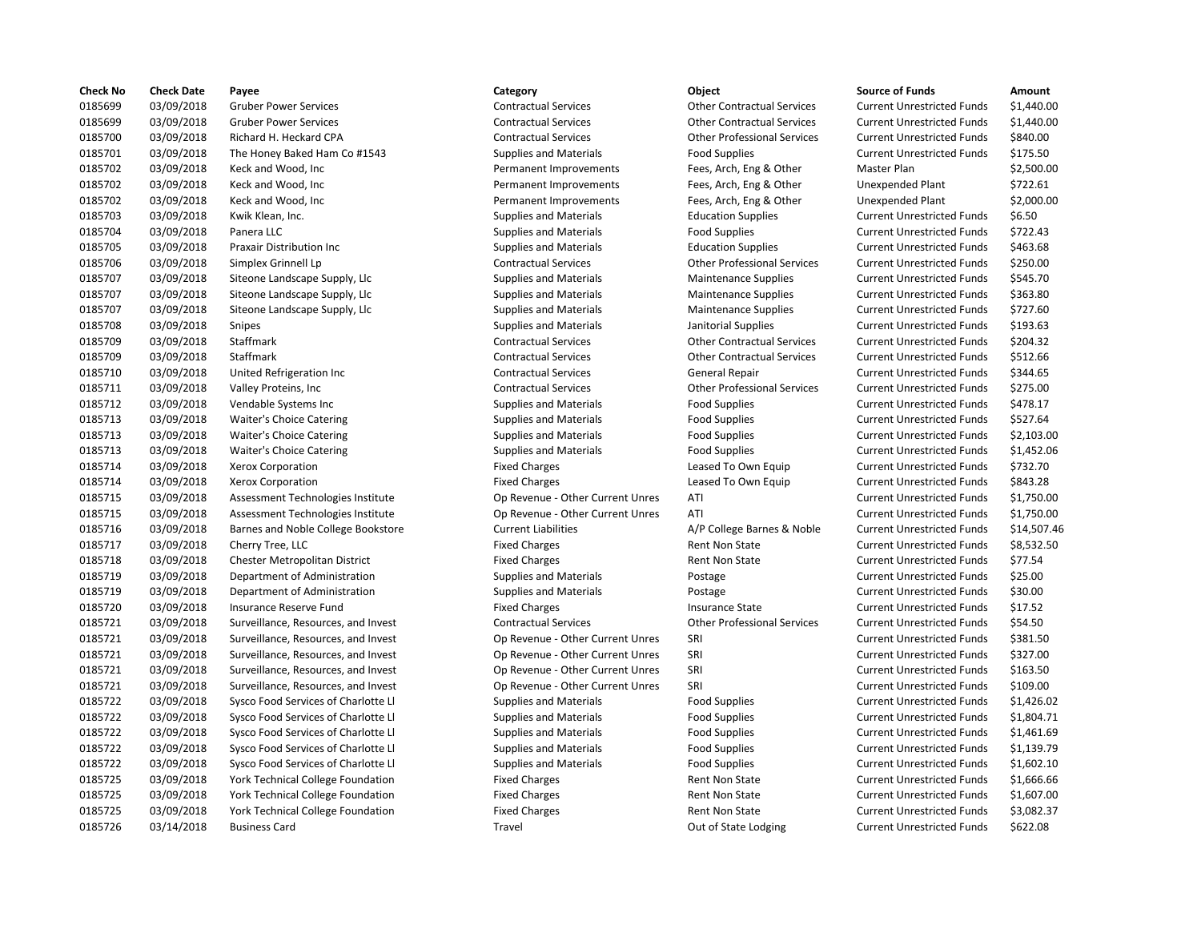| Check No | Check Date | Payee | Category | Object | Source of Funds | Amount |
|---|---|---|---|---|---|---|
| 0185699 | 03/09/2018 | Gruber Power Services | Contractual Services | Other Contractual Services | Current Unrestricted Funds | $1,440.00 |
| 0185699 | 03/09/2018 | Gruber Power Services | Contractual Services | Other Contractual Services | Current Unrestricted Funds | $1,440.00 |
| 0185700 | 03/09/2018 | Richard H. Heckard CPA | Contractual Services | Other Professional Services | Current Unrestricted Funds | $840.00 |
| 0185701 | 03/09/2018 | The Honey Baked Ham Co #1543 | Supplies and Materials | Food Supplies | Current Unrestricted Funds | $175.50 |
| 0185702 | 03/09/2018 | Keck and Wood, Inc | Permanent Improvements | Fees, Arch, Eng & Other | Master Plan | $2,500.00 |
| 0185702 | 03/09/2018 | Keck and Wood, Inc | Permanent Improvements | Fees, Arch, Eng & Other | Unexpended Plant | $722.61 |
| 0185702 | 03/09/2018 | Keck and Wood, Inc | Permanent Improvements | Fees, Arch, Eng & Other | Unexpended Plant | $2,000.00 |
| 0185703 | 03/09/2018 | Kwik Klean, Inc. | Supplies and Materials | Education Supplies | Current Unrestricted Funds | $6.50 |
| 0185704 | 03/09/2018 | Panera LLC | Supplies and Materials | Food Supplies | Current Unrestricted Funds | $722.43 |
| 0185705 | 03/09/2018 | Praxair Distribution Inc | Supplies and Materials | Education Supplies | Current Unrestricted Funds | $463.68 |
| 0185706 | 03/09/2018 | Simplex Grinnell Lp | Contractual Services | Other Professional Services | Current Unrestricted Funds | $250.00 |
| 0185707 | 03/09/2018 | Siteone Landscape Supply, Llc | Supplies and Materials | Maintenance Supplies | Current Unrestricted Funds | $545.70 |
| 0185707 | 03/09/2018 | Siteone Landscape Supply, Llc | Supplies and Materials | Maintenance Supplies | Current Unrestricted Funds | $363.80 |
| 0185707 | 03/09/2018 | Siteone Landscape Supply, Llc | Supplies and Materials | Maintenance Supplies | Current Unrestricted Funds | $727.60 |
| 0185708 | 03/09/2018 | Snipes | Supplies and Materials | Janitorial Supplies | Current Unrestricted Funds | $193.63 |
| 0185709 | 03/09/2018 | Staffmark | Contractual Services | Other Contractual Services | Current Unrestricted Funds | $204.32 |
| 0185709 | 03/09/2018 | Staffmark | Contractual Services | Other Contractual Services | Current Unrestricted Funds | $512.66 |
| 0185710 | 03/09/2018 | United Refrigeration Inc | Contractual Services | General Repair | Current Unrestricted Funds | $344.65 |
| 0185711 | 03/09/2018 | Valley Proteins, Inc | Contractual Services | Other Professional Services | Current Unrestricted Funds | $275.00 |
| 0185712 | 03/09/2018 | Vendable Systems Inc | Supplies and Materials | Food Supplies | Current Unrestricted Funds | $478.17 |
| 0185713 | 03/09/2018 | Waiter's Choice Catering | Supplies and Materials | Food Supplies | Current Unrestricted Funds | $527.64 |
| 0185713 | 03/09/2018 | Waiter's Choice Catering | Supplies and Materials | Food Supplies | Current Unrestricted Funds | $2,103.00 |
| 0185713 | 03/09/2018 | Waiter's Choice Catering | Supplies and Materials | Food Supplies | Current Unrestricted Funds | $1,452.06 |
| 0185714 | 03/09/2018 | Xerox Corporation | Fixed Charges | Leased To Own Equip | Current Unrestricted Funds | $732.70 |
| 0185714 | 03/09/2018 | Xerox Corporation | Fixed Charges | Leased To Own Equip | Current Unrestricted Funds | $843.28 |
| 0185715 | 03/09/2018 | Assessment Technologies Institute | Op Revenue - Other Current Unres | ATI | Current Unrestricted Funds | $1,750.00 |
| 0185715 | 03/09/2018 | Assessment Technologies Institute | Op Revenue - Other Current Unres | ATI | Current Unrestricted Funds | $1,750.00 |
| 0185716 | 03/09/2018 | Barnes and Noble College Bookstore | Current Liabilities | A/P College Barnes & Noble | Current Unrestricted Funds | $14,507.46 |
| 0185717 | 03/09/2018 | Cherry Tree, LLC | Fixed Charges | Rent Non State | Current Unrestricted Funds | $8,532.50 |
| 0185718 | 03/09/2018 | Chester Metropolitan District | Fixed Charges | Rent Non State | Current Unrestricted Funds | $77.54 |
| 0185719 | 03/09/2018 | Department of Administration | Supplies and Materials | Postage | Current Unrestricted Funds | $25.00 |
| 0185719 | 03/09/2018 | Department of Administration | Supplies and Materials | Postage | Current Unrestricted Funds | $30.00 |
| 0185720 | 03/09/2018 | Insurance Reserve Fund | Fixed Charges | Insurance State | Current Unrestricted Funds | $17.52 |
| 0185721 | 03/09/2018 | Surveillance, Resources, and Invest | Contractual Services | Other Professional Services | Current Unrestricted Funds | $54.50 |
| 0185721 | 03/09/2018 | Surveillance, Resources, and Invest | Op Revenue - Other Current Unres | SRI | Current Unrestricted Funds | $381.50 |
| 0185721 | 03/09/2018 | Surveillance, Resources, and Invest | Op Revenue - Other Current Unres | SRI | Current Unrestricted Funds | $327.00 |
| 0185721 | 03/09/2018 | Surveillance, Resources, and Invest | Op Revenue - Other Current Unres | SRI | Current Unrestricted Funds | $163.50 |
| 0185721 | 03/09/2018 | Surveillance, Resources, and Invest | Op Revenue - Other Current Unres | SRI | Current Unrestricted Funds | $109.00 |
| 0185722 | 03/09/2018 | Sysco Food Services of Charlotte Ll | Supplies and Materials | Food Supplies | Current Unrestricted Funds | $1,426.02 |
| 0185722 | 03/09/2018 | Sysco Food Services of Charlotte Ll | Supplies and Materials | Food Supplies | Current Unrestricted Funds | $1,804.71 |
| 0185722 | 03/09/2018 | Sysco Food Services of Charlotte Ll | Supplies and Materials | Food Supplies | Current Unrestricted Funds | $1,461.69 |
| 0185722 | 03/09/2018 | Sysco Food Services of Charlotte Ll | Supplies and Materials | Food Supplies | Current Unrestricted Funds | $1,139.79 |
| 0185722 | 03/09/2018 | Sysco Food Services of Charlotte Ll | Supplies and Materials | Food Supplies | Current Unrestricted Funds | $1,602.10 |
| 0185725 | 03/09/2018 | York Technical College Foundation | Fixed Charges | Rent Non State | Current Unrestricted Funds | $1,666.66 |
| 0185725 | 03/09/2018 | York Technical College Foundation | Fixed Charges | Rent Non State | Current Unrestricted Funds | $1,607.00 |
| 0185725 | 03/09/2018 | York Technical College Foundation | Fixed Charges | Rent Non State | Current Unrestricted Funds | $3,082.37 |
| 0185726 | 03/14/2018 | Business Card | Travel | Out of State Lodging | Current Unrestricted Funds | $622.08 |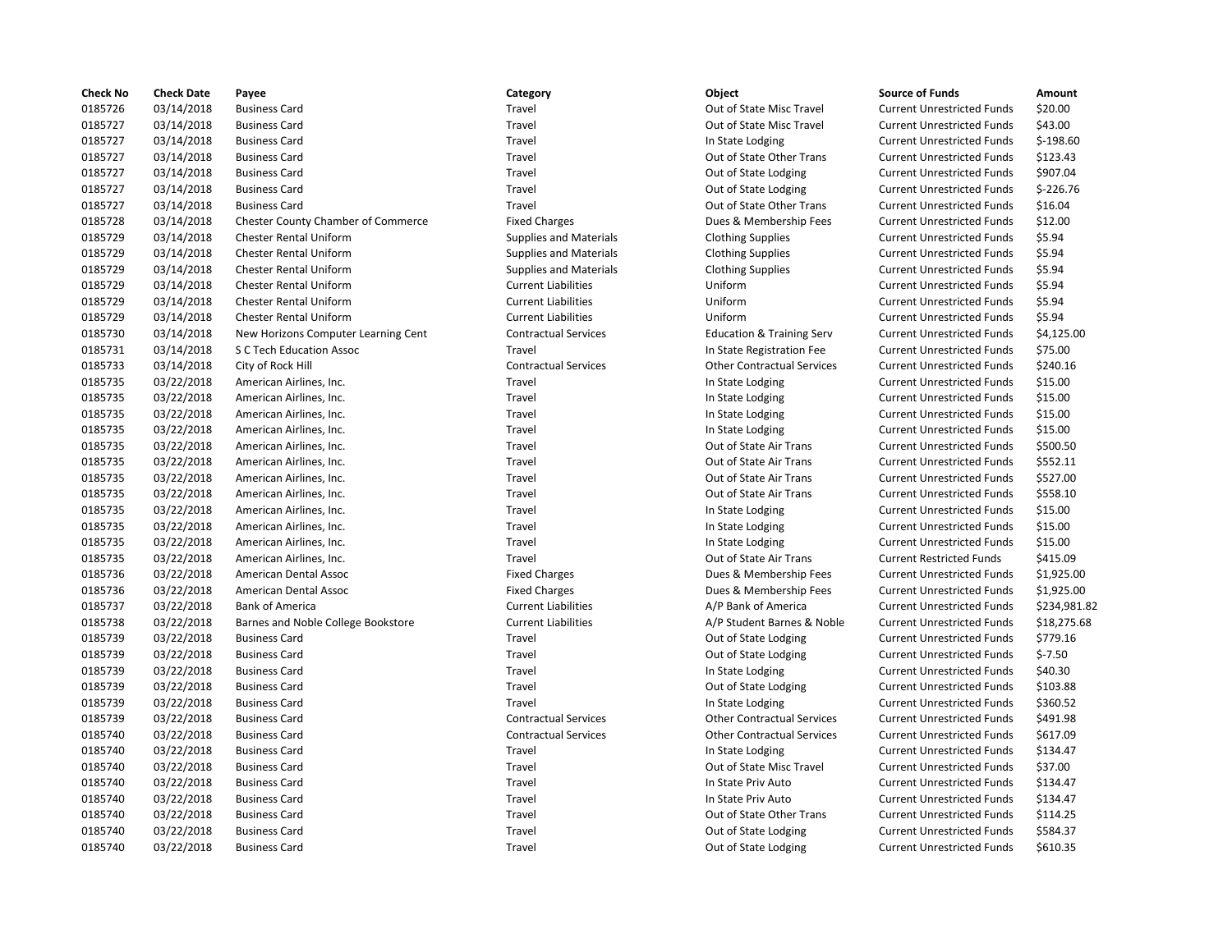| Check No | Check Date | Payee | Category | Object | Source of Funds | Amount |
|---|---|---|---|---|---|---|
| 0185726 | 03/14/2018 | Business Card | Travel | Out of State Misc Travel | Current Unrestricted Funds | $20.00 |
| 0185727 | 03/14/2018 | Business Card | Travel | Out of State Misc Travel | Current Unrestricted Funds | $43.00 |
| 0185727 | 03/14/2018 | Business Card | Travel | In State Lodging | Current Unrestricted Funds | $-198.60 |
| 0185727 | 03/14/2018 | Business Card | Travel | Out of State Other Trans | Current Unrestricted Funds | $123.43 |
| 0185727 | 03/14/2018 | Business Card | Travel | Out of State Lodging | Current Unrestricted Funds | $907.04 |
| 0185727 | 03/14/2018 | Business Card | Travel | Out of State Lodging | Current Unrestricted Funds | $-226.76 |
| 0185727 | 03/14/2018 | Business Card | Travel | Out of State Other Trans | Current Unrestricted Funds | $16.04 |
| 0185728 | 03/14/2018 | Chester County Chamber of Commerce | Fixed Charges | Dues & Membership Fees | Current Unrestricted Funds | $12.00 |
| 0185729 | 03/14/2018 | Chester Rental Uniform | Supplies and Materials | Clothing Supplies | Current Unrestricted Funds | $5.94 |
| 0185729 | 03/14/2018 | Chester Rental Uniform | Supplies and Materials | Clothing Supplies | Current Unrestricted Funds | $5.94 |
| 0185729 | 03/14/2018 | Chester Rental Uniform | Supplies and Materials | Clothing Supplies | Current Unrestricted Funds | $5.94 |
| 0185729 | 03/14/2018 | Chester Rental Uniform | Current Liabilities | Uniform | Current Unrestricted Funds | $5.94 |
| 0185729 | 03/14/2018 | Chester Rental Uniform | Current Liabilities | Uniform | Current Unrestricted Funds | $5.94 |
| 0185729 | 03/14/2018 | Chester Rental Uniform | Current Liabilities | Uniform | Current Unrestricted Funds | $5.94 |
| 0185730 | 03/14/2018 | New Horizons Computer Learning Cent | Contractual Services | Education & Training Serv | Current Unrestricted Funds | $4,125.00 |
| 0185731 | 03/14/2018 | S C Tech Education Assoc | Travel | In State Registration Fee | Current Unrestricted Funds | $75.00 |
| 0185733 | 03/14/2018 | City of Rock Hill | Contractual Services | Other Contractual Services | Current Unrestricted Funds | $240.16 |
| 0185735 | 03/22/2018 | American Airlines, Inc. | Travel | In State Lodging | Current Unrestricted Funds | $15.00 |
| 0185735 | 03/22/2018 | American Airlines, Inc. | Travel | In State Lodging | Current Unrestricted Funds | $15.00 |
| 0185735 | 03/22/2018 | American Airlines, Inc. | Travel | In State Lodging | Current Unrestricted Funds | $15.00 |
| 0185735 | 03/22/2018 | American Airlines, Inc. | Travel | In State Lodging | Current Unrestricted Funds | $15.00 |
| 0185735 | 03/22/2018 | American Airlines, Inc. | Travel | Out of State Air Trans | Current Unrestricted Funds | $500.50 |
| 0185735 | 03/22/2018 | American Airlines, Inc. | Travel | Out of State Air Trans | Current Unrestricted Funds | $552.11 |
| 0185735 | 03/22/2018 | American Airlines, Inc. | Travel | Out of State Air Trans | Current Unrestricted Funds | $527.00 |
| 0185735 | 03/22/2018 | American Airlines, Inc. | Travel | Out of State Air Trans | Current Unrestricted Funds | $558.10 |
| 0185735 | 03/22/2018 | American Airlines, Inc. | Travel | In State Lodging | Current Unrestricted Funds | $15.00 |
| 0185735 | 03/22/2018 | American Airlines, Inc. | Travel | In State Lodging | Current Unrestricted Funds | $15.00 |
| 0185735 | 03/22/2018 | American Airlines, Inc. | Travel | In State Lodging | Current Unrestricted Funds | $15.00 |
| 0185735 | 03/22/2018 | American Airlines, Inc. | Travel | Out of State Air Trans | Current Restricted Funds | $415.09 |
| 0185736 | 03/22/2018 | American Dental Assoc | Fixed Charges | Dues & Membership Fees | Current Unrestricted Funds | $1,925.00 |
| 0185736 | 03/22/2018 | American Dental Assoc | Fixed Charges | Dues & Membership Fees | Current Unrestricted Funds | $1,925.00 |
| 0185737 | 03/22/2018 | Bank of America | Current Liabilities | A/P Bank of America | Current Unrestricted Funds | $234,981.82 |
| 0185738 | 03/22/2018 | Barnes and Noble College Bookstore | Current Liabilities | A/P Student Barnes & Noble | Current Unrestricted Funds | $18,275.68 |
| 0185739 | 03/22/2018 | Business Card | Travel | Out of State Lodging | Current Unrestricted Funds | $779.16 |
| 0185739 | 03/22/2018 | Business Card | Travel | Out of State Lodging | Current Unrestricted Funds | $-7.50 |
| 0185739 | 03/22/2018 | Business Card | Travel | In State Lodging | Current Unrestricted Funds | $40.30 |
| 0185739 | 03/22/2018 | Business Card | Travel | Out of State Lodging | Current Unrestricted Funds | $103.88 |
| 0185739 | 03/22/2018 | Business Card | Travel | In State Lodging | Current Unrestricted Funds | $360.52 |
| 0185739 | 03/22/2018 | Business Card | Contractual Services | Other Contractual Services | Current Unrestricted Funds | $491.98 |
| 0185740 | 03/22/2018 | Business Card | Contractual Services | Other Contractual Services | Current Unrestricted Funds | $617.09 |
| 0185740 | 03/22/2018 | Business Card | Travel | In State Lodging | Current Unrestricted Funds | $134.47 |
| 0185740 | 03/22/2018 | Business Card | Travel | Out of State Misc Travel | Current Unrestricted Funds | $37.00 |
| 0185740 | 03/22/2018 | Business Card | Travel | In State Priv Auto | Current Unrestricted Funds | $134.47 |
| 0185740 | 03/22/2018 | Business Card | Travel | In State Priv Auto | Current Unrestricted Funds | $134.47 |
| 0185740 | 03/22/2018 | Business Card | Travel | Out of State Other Trans | Current Unrestricted Funds | $114.25 |
| 0185740 | 03/22/2018 | Business Card | Travel | Out of State Lodging | Current Unrestricted Funds | $584.37 |
| 0185740 | 03/22/2018 | Business Card | Travel | Out of State Lodging | Current Unrestricted Funds | $610.35 |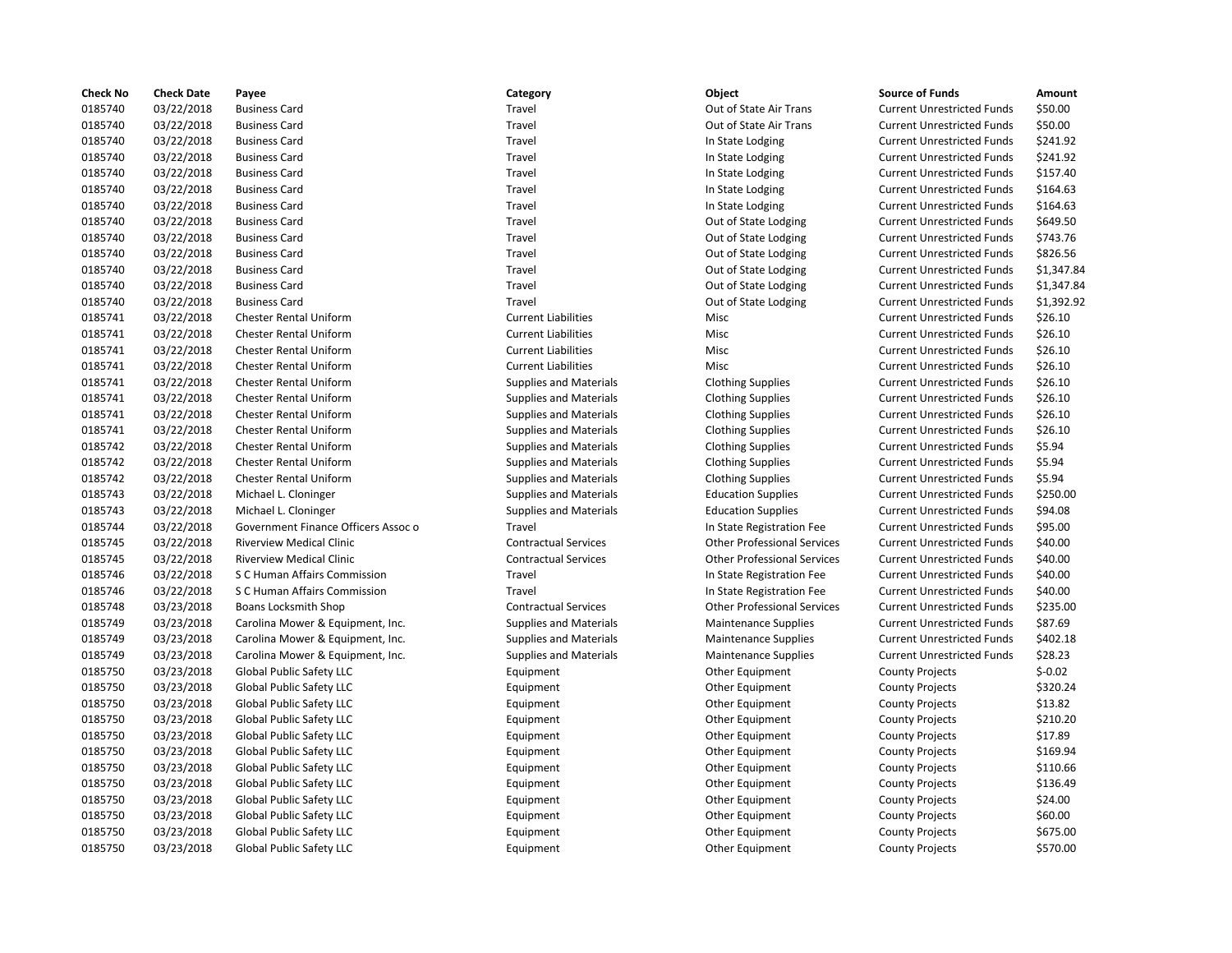| Check No | Check Date | Payee | Category | Object | Source of Funds | Amount |
|---|---|---|---|---|---|---|
| 0185740 | 03/22/2018 | Business Card | Travel | Out of State Air Trans | Current Unrestricted Funds | $50.00 |
| 0185740 | 03/22/2018 | Business Card | Travel | Out of State Air Trans | Current Unrestricted Funds | $50.00 |
| 0185740 | 03/22/2018 | Business Card | Travel | In State Lodging | Current Unrestricted Funds | $241.92 |
| 0185740 | 03/22/2018 | Business Card | Travel | In State Lodging | Current Unrestricted Funds | $241.92 |
| 0185740 | 03/22/2018 | Business Card | Travel | In State Lodging | Current Unrestricted Funds | $157.40 |
| 0185740 | 03/22/2018 | Business Card | Travel | In State Lodging | Current Unrestricted Funds | $164.63 |
| 0185740 | 03/22/2018 | Business Card | Travel | In State Lodging | Current Unrestricted Funds | $164.63 |
| 0185740 | 03/22/2018 | Business Card | Travel | Out of State Lodging | Current Unrestricted Funds | $649.50 |
| 0185740 | 03/22/2018 | Business Card | Travel | Out of State Lodging | Current Unrestricted Funds | $743.76 |
| 0185740 | 03/22/2018 | Business Card | Travel | Out of State Lodging | Current Unrestricted Funds | $826.56 |
| 0185740 | 03/22/2018 | Business Card | Travel | Out of State Lodging | Current Unrestricted Funds | $1,347.84 |
| 0185740 | 03/22/2018 | Business Card | Travel | Out of State Lodging | Current Unrestricted Funds | $1,347.84 |
| 0185740 | 03/22/2018 | Business Card | Travel | Out of State Lodging | Current Unrestricted Funds | $1,392.92 |
| 0185741 | 03/22/2018 | Chester Rental Uniform | Current Liabilities | Misc | Current Unrestricted Funds | $26.10 |
| 0185741 | 03/22/2018 | Chester Rental Uniform | Current Liabilities | Misc | Current Unrestricted Funds | $26.10 |
| 0185741 | 03/22/2018 | Chester Rental Uniform | Current Liabilities | Misc | Current Unrestricted Funds | $26.10 |
| 0185741 | 03/22/2018 | Chester Rental Uniform | Current Liabilities | Misc | Current Unrestricted Funds | $26.10 |
| 0185741 | 03/22/2018 | Chester Rental Uniform | Supplies and Materials | Clothing Supplies | Current Unrestricted Funds | $26.10 |
| 0185741 | 03/22/2018 | Chester Rental Uniform | Supplies and Materials | Clothing Supplies | Current Unrestricted Funds | $26.10 |
| 0185741 | 03/22/2018 | Chester Rental Uniform | Supplies and Materials | Clothing Supplies | Current Unrestricted Funds | $26.10 |
| 0185741 | 03/22/2018 | Chester Rental Uniform | Supplies and Materials | Clothing Supplies | Current Unrestricted Funds | $26.10 |
| 0185742 | 03/22/2018 | Chester Rental Uniform | Supplies and Materials | Clothing Supplies | Current Unrestricted Funds | $5.94 |
| 0185742 | 03/22/2018 | Chester Rental Uniform | Supplies and Materials | Clothing Supplies | Current Unrestricted Funds | $5.94 |
| 0185742 | 03/22/2018 | Chester Rental Uniform | Supplies and Materials | Clothing Supplies | Current Unrestricted Funds | $5.94 |
| 0185743 | 03/22/2018 | Michael L. Cloninger | Supplies and Materials | Education Supplies | Current Unrestricted Funds | $250.00 |
| 0185743 | 03/22/2018 | Michael L. Cloninger | Supplies and Materials | Education Supplies | Current Unrestricted Funds | $94.08 |
| 0185744 | 03/22/2018 | Government Finance Officers Assoc o | Travel | In State Registration Fee | Current Unrestricted Funds | $95.00 |
| 0185745 | 03/22/2018 | Riverview Medical Clinic | Contractual Services | Other Professional Services | Current Unrestricted Funds | $40.00 |
| 0185745 | 03/22/2018 | Riverview Medical Clinic | Contractual Services | Other Professional Services | Current Unrestricted Funds | $40.00 |
| 0185746 | 03/22/2018 | S C Human Affairs Commission | Travel | In State Registration Fee | Current Unrestricted Funds | $40.00 |
| 0185746 | 03/22/2018 | S C Human Affairs Commission | Travel | In State Registration Fee | Current Unrestricted Funds | $40.00 |
| 0185748 | 03/23/2018 | Boans Locksmith Shop | Contractual Services | Other Professional Services | Current Unrestricted Funds | $235.00 |
| 0185749 | 03/23/2018 | Carolina Mower & Equipment, Inc. | Supplies and Materials | Maintenance Supplies | Current Unrestricted Funds | $87.69 |
| 0185749 | 03/23/2018 | Carolina Mower & Equipment, Inc. | Supplies and Materials | Maintenance Supplies | Current Unrestricted Funds | $402.18 |
| 0185749 | 03/23/2018 | Carolina Mower & Equipment, Inc. | Supplies and Materials | Maintenance Supplies | Current Unrestricted Funds | $28.23 |
| 0185750 | 03/23/2018 | Global Public Safety LLC | Equipment | Other Equipment | County Projects | $-0.02 |
| 0185750 | 03/23/2018 | Global Public Safety LLC | Equipment | Other Equipment | County Projects | $320.24 |
| 0185750 | 03/23/2018 | Global Public Safety LLC | Equipment | Other Equipment | County Projects | $13.82 |
| 0185750 | 03/23/2018 | Global Public Safety LLC | Equipment | Other Equipment | County Projects | $210.20 |
| 0185750 | 03/23/2018 | Global Public Safety LLC | Equipment | Other Equipment | County Projects | $17.89 |
| 0185750 | 03/23/2018 | Global Public Safety LLC | Equipment | Other Equipment | County Projects | $169.94 |
| 0185750 | 03/23/2018 | Global Public Safety LLC | Equipment | Other Equipment | County Projects | $110.66 |
| 0185750 | 03/23/2018 | Global Public Safety LLC | Equipment | Other Equipment | County Projects | $136.49 |
| 0185750 | 03/23/2018 | Global Public Safety LLC | Equipment | Other Equipment | County Projects | $24.00 |
| 0185750 | 03/23/2018 | Global Public Safety LLC | Equipment | Other Equipment | County Projects | $60.00 |
| 0185750 | 03/23/2018 | Global Public Safety LLC | Equipment | Other Equipment | County Projects | $675.00 |
| 0185750 | 03/23/2018 | Global Public Safety LLC | Equipment | Other Equipment | County Projects | $570.00 |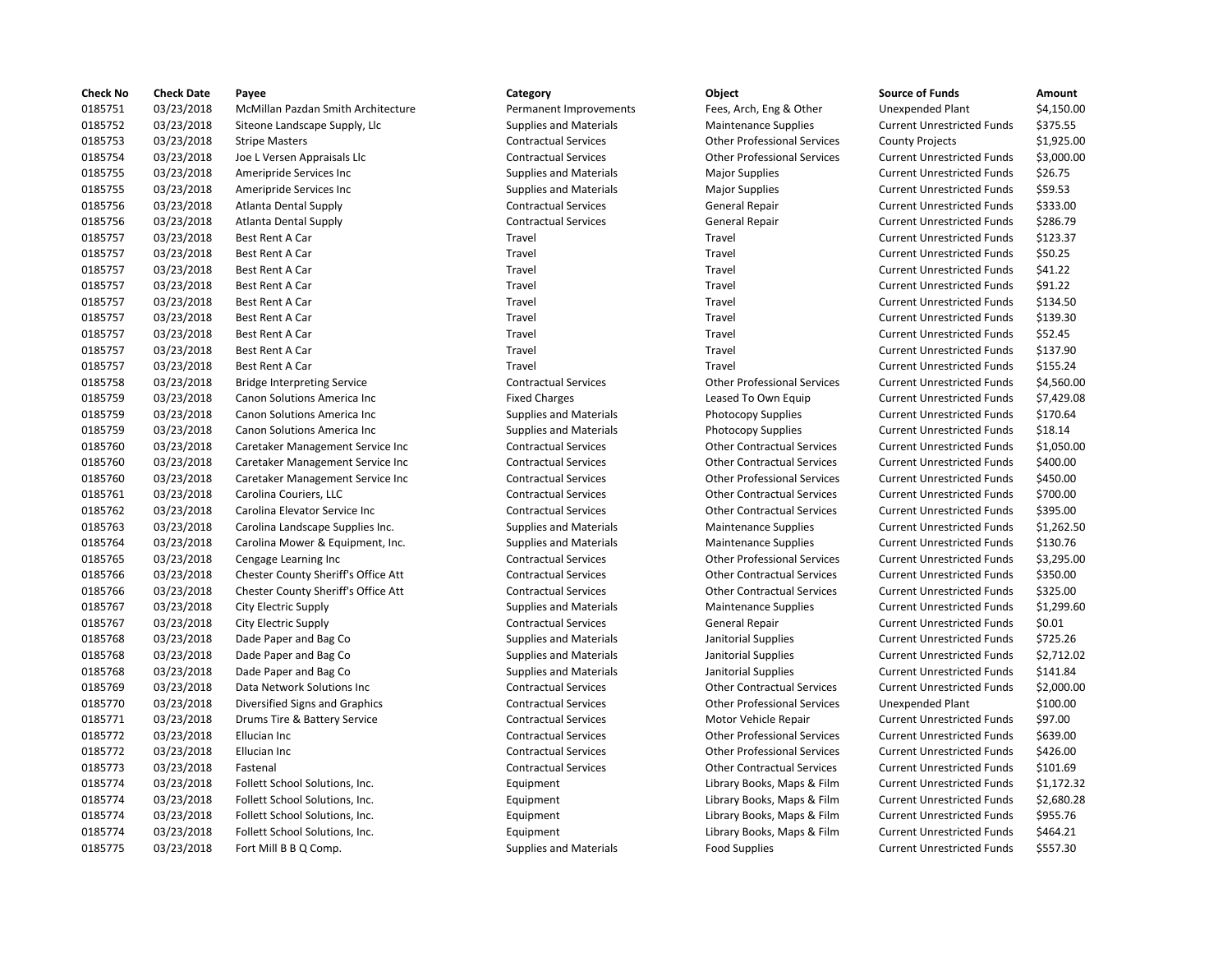| Check No | Check Date | Payee | Category | Object | Source of Funds | Amount |
|---|---|---|---|---|---|---|
| 0185751 | 03/23/2018 | McMillan Pazdan Smith Architecture | Permanent Improvements | Fees, Arch, Eng & Other | Unexpended Plant | $4,150.00 |
| 0185752 | 03/23/2018 | Siteone Landscape Supply, Llc | Supplies and Materials | Maintenance Supplies | Current Unrestricted Funds | $375.55 |
| 0185753 | 03/23/2018 | Stripe Masters | Contractual Services | Other Professional Services | County Projects | $1,925.00 |
| 0185754 | 03/23/2018 | Joe L Versen Appraisals Llc | Contractual Services | Other Professional Services | Current Unrestricted Funds | $3,000.00 |
| 0185755 | 03/23/2018 | Ameripride Services Inc | Supplies and Materials | Major Supplies | Current Unrestricted Funds | $26.75 |
| 0185755 | 03/23/2018 | Ameripride Services Inc | Supplies and Materials | Major Supplies | Current Unrestricted Funds | $59.53 |
| 0185756 | 03/23/2018 | Atlanta Dental Supply | Contractual Services | General Repair | Current Unrestricted Funds | $333.00 |
| 0185756 | 03/23/2018 | Atlanta Dental Supply | Contractual Services | General Repair | Current Unrestricted Funds | $286.79 |
| 0185757 | 03/23/2018 | Best Rent A Car | Travel | Travel | Current Unrestricted Funds | $123.37 |
| 0185757 | 03/23/2018 | Best Rent A Car | Travel | Travel | Current Unrestricted Funds | $50.25 |
| 0185757 | 03/23/2018 | Best Rent A Car | Travel | Travel | Current Unrestricted Funds | $41.22 |
| 0185757 | 03/23/2018 | Best Rent A Car | Travel | Travel | Current Unrestricted Funds | $91.22 |
| 0185757 | 03/23/2018 | Best Rent A Car | Travel | Travel | Current Unrestricted Funds | $134.50 |
| 0185757 | 03/23/2018 | Best Rent A Car | Travel | Travel | Current Unrestricted Funds | $139.30 |
| 0185757 | 03/23/2018 | Best Rent A Car | Travel | Travel | Current Unrestricted Funds | $52.45 |
| 0185757 | 03/23/2018 | Best Rent A Car | Travel | Travel | Current Unrestricted Funds | $137.90 |
| 0185757 | 03/23/2018 | Best Rent A Car | Travel | Travel | Current Unrestricted Funds | $155.24 |
| 0185758 | 03/23/2018 | Bridge Interpreting Service | Contractual Services | Other Professional Services | Current Unrestricted Funds | $4,560.00 |
| 0185759 | 03/23/2018 | Canon Solutions America Inc | Fixed Charges | Leased To Own Equip | Current Unrestricted Funds | $7,429.08 |
| 0185759 | 03/23/2018 | Canon Solutions America Inc | Supplies and Materials | Photocopy Supplies | Current Unrestricted Funds | $170.64 |
| 0185759 | 03/23/2018 | Canon Solutions America Inc | Supplies and Materials | Photocopy Supplies | Current Unrestricted Funds | $18.14 |
| 0185760 | 03/23/2018 | Caretaker Management Service Inc | Contractual Services | Other Contractual Services | Current Unrestricted Funds | $1,050.00 |
| 0185760 | 03/23/2018 | Caretaker Management Service Inc | Contractual Services | Other Contractual Services | Current Unrestricted Funds | $400.00 |
| 0185760 | 03/23/2018 | Caretaker Management Service Inc | Contractual Services | Other Professional Services | Current Unrestricted Funds | $450.00 |
| 0185761 | 03/23/2018 | Carolina Couriers, LLC | Contractual Services | Other Contractual Services | Current Unrestricted Funds | $700.00 |
| 0185762 | 03/23/2018 | Carolina Elevator Service Inc | Contractual Services | Other Contractual Services | Current Unrestricted Funds | $395.00 |
| 0185763 | 03/23/2018 | Carolina Landscape Supplies Inc. | Supplies and Materials | Maintenance Supplies | Current Unrestricted Funds | $1,262.50 |
| 0185764 | 03/23/2018 | Carolina Mower & Equipment, Inc. | Supplies and Materials | Maintenance Supplies | Current Unrestricted Funds | $130.76 |
| 0185765 | 03/23/2018 | Cengage Learning Inc | Contractual Services | Other Professional Services | Current Unrestricted Funds | $3,295.00 |
| 0185766 | 03/23/2018 | Chester County Sheriff's Office Att | Contractual Services | Other Contractual Services | Current Unrestricted Funds | $350.00 |
| 0185766 | 03/23/2018 | Chester County Sheriff's Office Att | Contractual Services | Other Contractual Services | Current Unrestricted Funds | $325.00 |
| 0185767 | 03/23/2018 | City Electric Supply | Supplies and Materials | Maintenance Supplies | Current Unrestricted Funds | $1,299.60 |
| 0185767 | 03/23/2018 | City Electric Supply | Contractual Services | General Repair | Current Unrestricted Funds | $0.01 |
| 0185768 | 03/23/2018 | Dade Paper and Bag Co | Supplies and Materials | Janitorial Supplies | Current Unrestricted Funds | $725.26 |
| 0185768 | 03/23/2018 | Dade Paper and Bag Co | Supplies and Materials | Janitorial Supplies | Current Unrestricted Funds | $2,712.02 |
| 0185768 | 03/23/2018 | Dade Paper and Bag Co | Supplies and Materials | Janitorial Supplies | Current Unrestricted Funds | $141.84 |
| 0185769 | 03/23/2018 | Data Network Solutions Inc | Contractual Services | Other Contractual Services | Current Unrestricted Funds | $2,000.00 |
| 0185770 | 03/23/2018 | Diversified Signs and Graphics | Contractual Services | Other Professional Services | Unexpended Plant | $100.00 |
| 0185771 | 03/23/2018 | Drums Tire & Battery Service | Contractual Services | Motor Vehicle Repair | Current Unrestricted Funds | $97.00 |
| 0185772 | 03/23/2018 | Ellucian Inc | Contractual Services | Other Professional Services | Current Unrestricted Funds | $639.00 |
| 0185772 | 03/23/2018 | Ellucian Inc | Contractual Services | Other Professional Services | Current Unrestricted Funds | $426.00 |
| 0185773 | 03/23/2018 | Fastenal | Contractual Services | Other Contractual Services | Current Unrestricted Funds | $101.69 |
| 0185774 | 03/23/2018 | Follett School Solutions, Inc. | Equipment | Library Books, Maps & Film | Current Unrestricted Funds | $1,172.32 |
| 0185774 | 03/23/2018 | Follett School Solutions, Inc. | Equipment | Library Books, Maps & Film | Current Unrestricted Funds | $2,680.28 |
| 0185774 | 03/23/2018 | Follett School Solutions, Inc. | Equipment | Library Books, Maps & Film | Current Unrestricted Funds | $955.76 |
| 0185774 | 03/23/2018 | Follett School Solutions, Inc. | Equipment | Library Books, Maps & Film | Current Unrestricted Funds | $464.21 |
| 0185775 | 03/23/2018 | Fort Mill B B Q Comp. | Supplies and Materials | Food Supplies | Current Unrestricted Funds | $557.30 |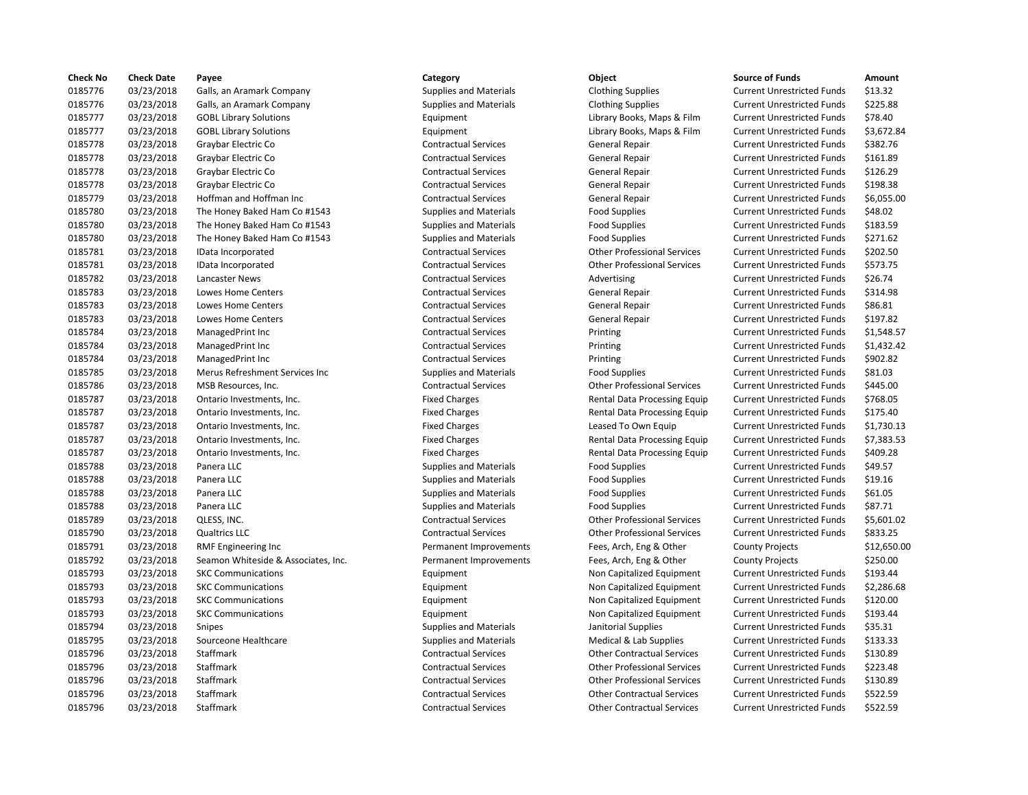| Check No | Check Date | Payee | Category | Object | Source of Funds | Amount |
|---|---|---|---|---|---|---|
| 0185776 | 03/23/2018 | Galls, an Aramark Company | Supplies and Materials | Clothing Supplies | Current Unrestricted Funds | $13.32 |
| 0185776 | 03/23/2018 | Galls, an Aramark Company | Supplies and Materials | Clothing Supplies | Current Unrestricted Funds | $225.88 |
| 0185777 | 03/23/2018 | GOBL Library Solutions | Equipment | Library Books, Maps & Film | Current Unrestricted Funds | $78.40 |
| 0185777 | 03/23/2018 | GOBL Library Solutions | Equipment | Library Books, Maps & Film | Current Unrestricted Funds | $3,672.84 |
| 0185778 | 03/23/2018 | Graybar Electric Co | Contractual Services | General Repair | Current Unrestricted Funds | $382.76 |
| 0185778 | 03/23/2018 | Graybar Electric Co | Contractual Services | General Repair | Current Unrestricted Funds | $161.89 |
| 0185778 | 03/23/2018 | Graybar Electric Co | Contractual Services | General Repair | Current Unrestricted Funds | $126.29 |
| 0185778 | 03/23/2018 | Graybar Electric Co | Contractual Services | General Repair | Current Unrestricted Funds | $198.38 |
| 0185779 | 03/23/2018 | Hoffman and Hoffman Inc | Contractual Services | General Repair | Current Unrestricted Funds | $6,055.00 |
| 0185780 | 03/23/2018 | The Honey Baked Ham Co #1543 | Supplies and Materials | Food Supplies | Current Unrestricted Funds | $48.02 |
| 0185780 | 03/23/2018 | The Honey Baked Ham Co #1543 | Supplies and Materials | Food Supplies | Current Unrestricted Funds | $183.59 |
| 0185780 | 03/23/2018 | The Honey Baked Ham Co #1543 | Supplies and Materials | Food Supplies | Current Unrestricted Funds | $271.62 |
| 0185781 | 03/23/2018 | IData Incorporated | Contractual Services | Other Professional Services | Current Unrestricted Funds | $202.50 |
| 0185781 | 03/23/2018 | IData Incorporated | Contractual Services | Other Professional Services | Current Unrestricted Funds | $573.75 |
| 0185782 | 03/23/2018 | Lancaster News | Contractual Services | Advertising | Current Unrestricted Funds | $26.74 |
| 0185783 | 03/23/2018 | Lowes Home Centers | Contractual Services | General Repair | Current Unrestricted Funds | $314.98 |
| 0185783 | 03/23/2018 | Lowes Home Centers | Contractual Services | General Repair | Current Unrestricted Funds | $86.81 |
| 0185783 | 03/23/2018 | Lowes Home Centers | Contractual Services | General Repair | Current Unrestricted Funds | $197.82 |
| 0185784 | 03/23/2018 | ManagedPrint Inc | Contractual Services | Printing | Current Unrestricted Funds | $1,548.57 |
| 0185784 | 03/23/2018 | ManagedPrint Inc | Contractual Services | Printing | Current Unrestricted Funds | $1,432.42 |
| 0185784 | 03/23/2018 | ManagedPrint Inc | Contractual Services | Printing | Current Unrestricted Funds | $902.82 |
| 0185785 | 03/23/2018 | Merus Refreshment Services Inc | Supplies and Materials | Food Supplies | Current Unrestricted Funds | $81.03 |
| 0185786 | 03/23/2018 | MSB Resources, Inc. | Contractual Services | Other Professional Services | Current Unrestricted Funds | $445.00 |
| 0185787 | 03/23/2018 | Ontario Investments, Inc. | Fixed Charges | Rental Data Processing Equip | Current Unrestricted Funds | $768.05 |
| 0185787 | 03/23/2018 | Ontario Investments, Inc. | Fixed Charges | Rental Data Processing Equip | Current Unrestricted Funds | $175.40 |
| 0185787 | 03/23/2018 | Ontario Investments, Inc. | Fixed Charges | Leased To Own Equip | Current Unrestricted Funds | $1,730.13 |
| 0185787 | 03/23/2018 | Ontario Investments, Inc. | Fixed Charges | Rental Data Processing Equip | Current Unrestricted Funds | $7,383.53 |
| 0185787 | 03/23/2018 | Ontario Investments, Inc. | Fixed Charges | Rental Data Processing Equip | Current Unrestricted Funds | $409.28 |
| 0185788 | 03/23/2018 | Panera LLC | Supplies and Materials | Food Supplies | Current Unrestricted Funds | $49.57 |
| 0185788 | 03/23/2018 | Panera LLC | Supplies and Materials | Food Supplies | Current Unrestricted Funds | $19.16 |
| 0185788 | 03/23/2018 | Panera LLC | Supplies and Materials | Food Supplies | Current Unrestricted Funds | $61.05 |
| 0185788 | 03/23/2018 | Panera LLC | Supplies and Materials | Food Supplies | Current Unrestricted Funds | $87.71 |
| 0185789 | 03/23/2018 | QLESS, INC. | Contractual Services | Other Professional Services | Current Unrestricted Funds | $5,601.02 |
| 0185790 | 03/23/2018 | Qualtrics LLC | Contractual Services | Other Professional Services | Current Unrestricted Funds | $833.25 |
| 0185791 | 03/23/2018 | RMF Engineering Inc | Permanent Improvements | Fees, Arch, Eng & Other | County Projects | $12,650.00 |
| 0185792 | 03/23/2018 | Seamon Whiteside & Associates, Inc. | Permanent Improvements | Fees, Arch, Eng & Other | County Projects | $250.00 |
| 0185793 | 03/23/2018 | SKC Communications | Equipment | Non Capitalized Equipment | Current Unrestricted Funds | $193.44 |
| 0185793 | 03/23/2018 | SKC Communications | Equipment | Non Capitalized Equipment | Current Unrestricted Funds | $2,286.68 |
| 0185793 | 03/23/2018 | SKC Communications | Equipment | Non Capitalized Equipment | Current Unrestricted Funds | $120.00 |
| 0185793 | 03/23/2018 | SKC Communications | Equipment | Non Capitalized Equipment | Current Unrestricted Funds | $193.44 |
| 0185794 | 03/23/2018 | Snipes | Supplies and Materials | Janitorial Supplies | Current Unrestricted Funds | $35.31 |
| 0185795 | 03/23/2018 | Sourceone Healthcare | Supplies and Materials | Medical & Lab Supplies | Current Unrestricted Funds | $133.33 |
| 0185796 | 03/23/2018 | Staffmark | Contractual Services | Other Contractual Services | Current Unrestricted Funds | $130.89 |
| 0185796 | 03/23/2018 | Staffmark | Contractual Services | Other Professional Services | Current Unrestricted Funds | $223.48 |
| 0185796 | 03/23/2018 | Staffmark | Contractual Services | Other Professional Services | Current Unrestricted Funds | $130.89 |
| 0185796 | 03/23/2018 | Staffmark | Contractual Services | Other Contractual Services | Current Unrestricted Funds | $522.59 |
| 0185796 | 03/23/2018 | Staffmark | Contractual Services | Other Contractual Services | Current Unrestricted Funds | $522.59 |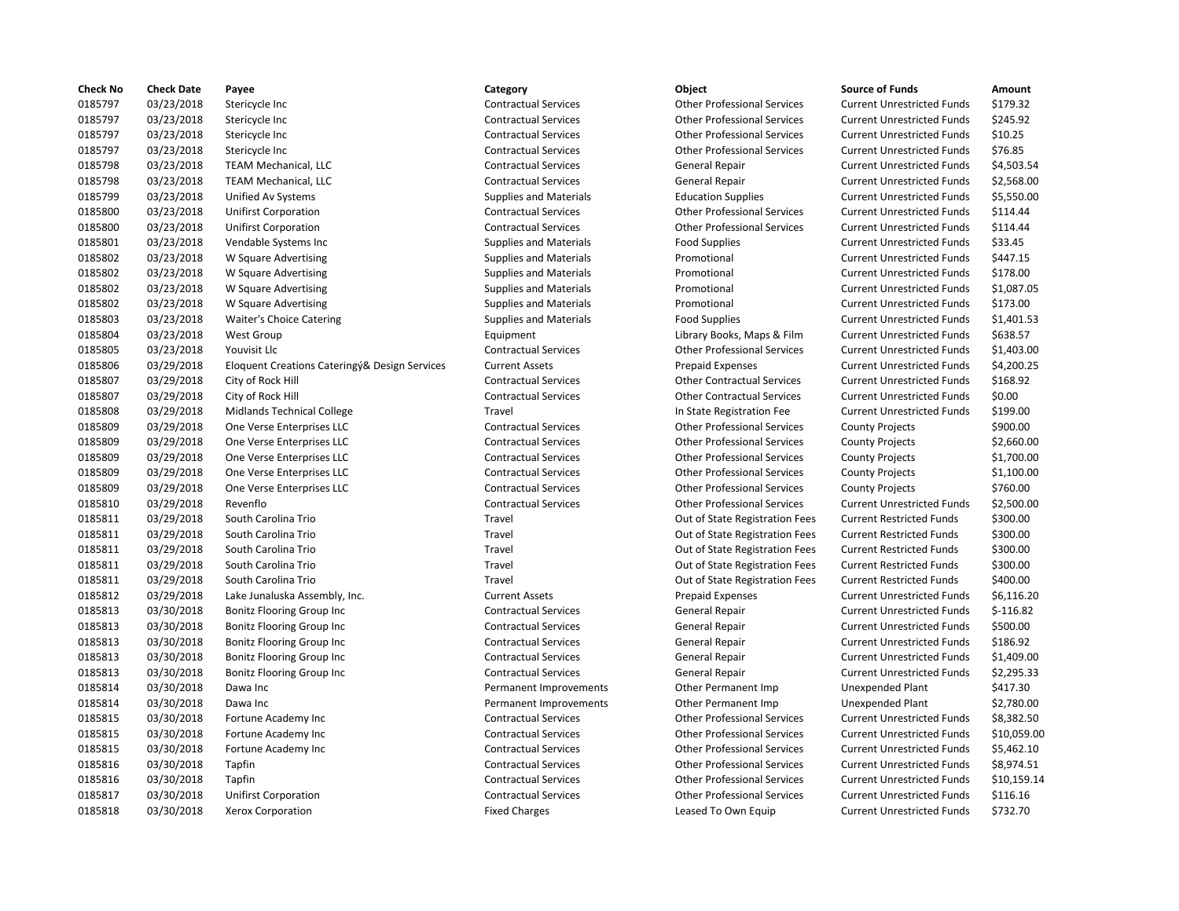| Check No | Check Date | Payee | Category | Object | Source of Funds | Amount |
|---|---|---|---|---|---|---|
| 0185797 | 03/23/2018 | Stericycle Inc | Contractual Services | Other Professional Services | Current Unrestricted Funds | $179.32 |
| 0185797 | 03/23/2018 | Stericycle Inc | Contractual Services | Other Professional Services | Current Unrestricted Funds | $245.92 |
| 0185797 | 03/23/2018 | Stericycle Inc | Contractual Services | Other Professional Services | Current Unrestricted Funds | $10.25 |
| 0185797 | 03/23/2018 | Stericycle Inc | Contractual Services | Other Professional Services | Current Unrestricted Funds | $76.85 |
| 0185798 | 03/23/2018 | TEAM Mechanical, LLC | Contractual Services | General Repair | Current Unrestricted Funds | $4,503.54 |
| 0185798 | 03/23/2018 | TEAM Mechanical, LLC | Contractual Services | General Repair | Current Unrestricted Funds | $2,568.00 |
| 0185799 | 03/23/2018 | Unified Av Systems | Supplies and Materials | Education Supplies | Current Unrestricted Funds | $5,550.00 |
| 0185800 | 03/23/2018 | Unifirst Corporation | Contractual Services | Other Professional Services | Current Unrestricted Funds | $114.44 |
| 0185800 | 03/23/2018 | Unifirst Corporation | Contractual Services | Other Professional Services | Current Unrestricted Funds | $114.44 |
| 0185801 | 03/23/2018 | Vendable Systems Inc | Supplies and Materials | Food Supplies | Current Unrestricted Funds | $33.45 |
| 0185802 | 03/23/2018 | W Square Advertising | Supplies and Materials | Promotional | Current Unrestricted Funds | $447.15 |
| 0185802 | 03/23/2018 | W Square Advertising | Supplies and Materials | Promotional | Current Unrestricted Funds | $178.00 |
| 0185802 | 03/23/2018 | W Square Advertising | Supplies and Materials | Promotional | Current Unrestricted Funds | $1,087.05 |
| 0185802 | 03/23/2018 | W Square Advertising | Supplies and Materials | Promotional | Current Unrestricted Funds | $173.00 |
| 0185803 | 03/23/2018 | Waiter's Choice Catering | Supplies and Materials | Food Supplies | Current Unrestricted Funds | $1,401.53 |
| 0185804 | 03/23/2018 | West Group | Equipment | Library Books, Maps & Film | Current Unrestricted Funds | $638.57 |
| 0185805 | 03/23/2018 | Youvisit Llc | Contractual Services | Other Professional Services | Current Unrestricted Funds | $1,403.00 |
| 0185806 | 03/29/2018 | Eloquent Creations Cateringý& Design Services | Current Assets | Prepaid Expenses | Current Unrestricted Funds | $4,200.25 |
| 0185807 | 03/29/2018 | City of Rock Hill | Contractual Services | Other Contractual Services | Current Unrestricted Funds | $168.92 |
| 0185807 | 03/29/2018 | City of Rock Hill | Contractual Services | Other Contractual Services | Current Unrestricted Funds | $0.00 |
| 0185808 | 03/29/2018 | Midlands Technical College | Travel | In State Registration Fee | Current Unrestricted Funds | $199.00 |
| 0185809 | 03/29/2018 | One Verse Enterprises LLC | Contractual Services | Other Professional Services | County Projects | $900.00 |
| 0185809 | 03/29/2018 | One Verse Enterprises LLC | Contractual Services | Other Professional Services | County Projects | $2,660.00 |
| 0185809 | 03/29/2018 | One Verse Enterprises LLC | Contractual Services | Other Professional Services | County Projects | $1,700.00 |
| 0185809 | 03/29/2018 | One Verse Enterprises LLC | Contractual Services | Other Professional Services | County Projects | $1,100.00 |
| 0185809 | 03/29/2018 | One Verse Enterprises LLC | Contractual Services | Other Professional Services | County Projects | $760.00 |
| 0185810 | 03/29/2018 | Revenflo | Contractual Services | Other Professional Services | Current Unrestricted Funds | $2,500.00 |
| 0185811 | 03/29/2018 | South Carolina Trio | Travel | Out of State Registration Fees | Current Restricted Funds | $300.00 |
| 0185811 | 03/29/2018 | South Carolina Trio | Travel | Out of State Registration Fees | Current Restricted Funds | $300.00 |
| 0185811 | 03/29/2018 | South Carolina Trio | Travel | Out of State Registration Fees | Current Restricted Funds | $300.00 |
| 0185811 | 03/29/2018 | South Carolina Trio | Travel | Out of State Registration Fees | Current Restricted Funds | $300.00 |
| 0185811 | 03/29/2018 | South Carolina Trio | Travel | Out of State Registration Fees | Current Restricted Funds | $400.00 |
| 0185812 | 03/29/2018 | Lake Junaluska Assembly, Inc. | Current Assets | Prepaid Expenses | Current Unrestricted Funds | $6,116.20 |
| 0185813 | 03/30/2018 | Bonitz Flooring Group Inc | Contractual Services | General Repair | Current Unrestricted Funds | $-116.82 |
| 0185813 | 03/30/2018 | Bonitz Flooring Group Inc | Contractual Services | General Repair | Current Unrestricted Funds | $500.00 |
| 0185813 | 03/30/2018 | Bonitz Flooring Group Inc | Contractual Services | General Repair | Current Unrestricted Funds | $186.92 |
| 0185813 | 03/30/2018 | Bonitz Flooring Group Inc | Contractual Services | General Repair | Current Unrestricted Funds | $1,409.00 |
| 0185813 | 03/30/2018 | Bonitz Flooring Group Inc | Contractual Services | General Repair | Current Unrestricted Funds | $2,295.33 |
| 0185814 | 03/30/2018 | Dawa Inc | Permanent Improvements | Other Permanent Imp | Unexpended Plant | $417.30 |
| 0185814 | 03/30/2018 | Dawa Inc | Permanent Improvements | Other Permanent Imp | Unexpended Plant | $2,780.00 |
| 0185815 | 03/30/2018 | Fortune Academy Inc | Contractual Services | Other Professional Services | Current Unrestricted Funds | $8,382.50 |
| 0185815 | 03/30/2018 | Fortune Academy Inc | Contractual Services | Other Professional Services | Current Unrestricted Funds | $10,059.00 |
| 0185815 | 03/30/2018 | Fortune Academy Inc | Contractual Services | Other Professional Services | Current Unrestricted Funds | $5,462.10 |
| 0185816 | 03/30/2018 | Tapfin | Contractual Services | Other Professional Services | Current Unrestricted Funds | $8,974.51 |
| 0185816 | 03/30/2018 | Tapfin | Contractual Services | Other Professional Services | Current Unrestricted Funds | $10,159.14 |
| 0185817 | 03/30/2018 | Unifirst Corporation | Contractual Services | Other Professional Services | Current Unrestricted Funds | $116.16 |
| 0185818 | 03/30/2018 | Xerox Corporation | Fixed Charges | Leased To Own Equip | Current Unrestricted Funds | $732.70 |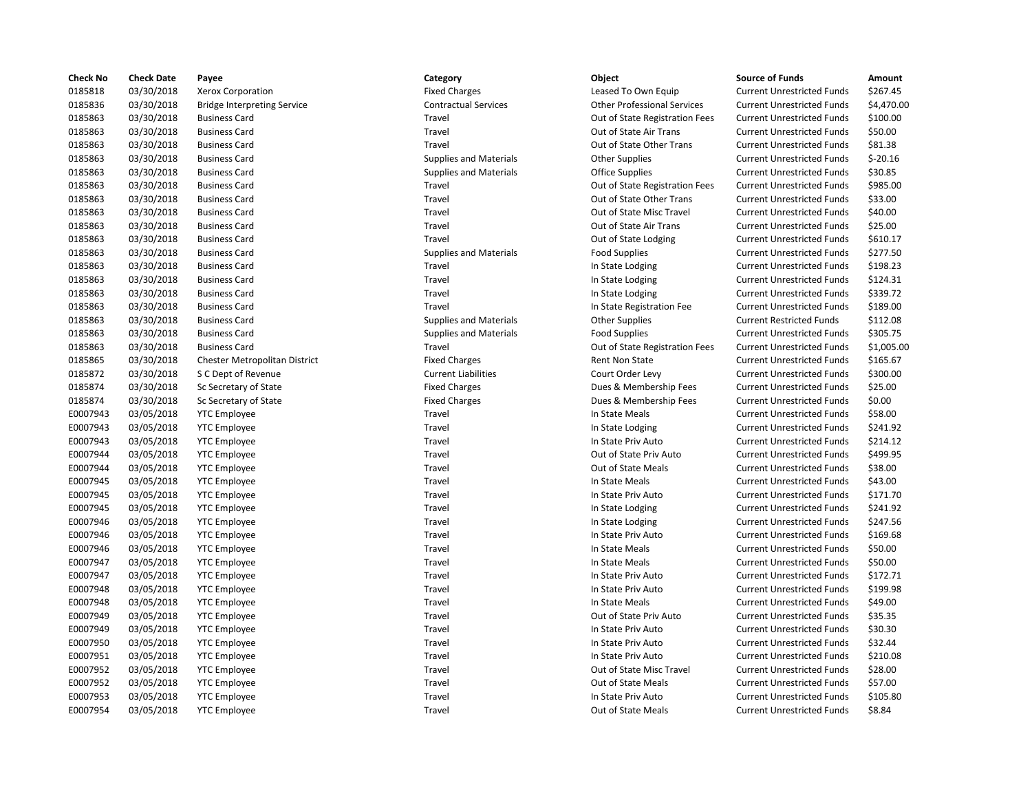| Check No | Check Date | Payee | Category | Object | Source of Funds | Amount |
|---|---|---|---|---|---|---|
| 0185818 | 03/30/2018 | Xerox Corporation | Fixed Charges | Leased To Own Equip | Current Unrestricted Funds | $267.45 |
| 0185836 | 03/30/2018 | Bridge Interpreting Service | Contractual Services | Other Professional Services | Current Unrestricted Funds | $4,470.00 |
| 0185863 | 03/30/2018 | Business Card | Travel | Out of State Registration Fees | Current Unrestricted Funds | $100.00 |
| 0185863 | 03/30/2018 | Business Card | Travel | Out of State Air Trans | Current Unrestricted Funds | $50.00 |
| 0185863 | 03/30/2018 | Business Card | Travel | Out of State Other Trans | Current Unrestricted Funds | $81.38 |
| 0185863 | 03/30/2018 | Business Card | Supplies and Materials | Other Supplies | Current Unrestricted Funds | $-20.16 |
| 0185863 | 03/30/2018 | Business Card | Supplies and Materials | Office Supplies | Current Unrestricted Funds | $30.85 |
| 0185863 | 03/30/2018 | Business Card | Travel | Out of State Registration Fees | Current Unrestricted Funds | $985.00 |
| 0185863 | 03/30/2018 | Business Card | Travel | Out of State Other Trans | Current Unrestricted Funds | $33.00 |
| 0185863 | 03/30/2018 | Business Card | Travel | Out of State Misc Travel | Current Unrestricted Funds | $40.00 |
| 0185863 | 03/30/2018 | Business Card | Travel | Out of State Air Trans | Current Unrestricted Funds | $25.00 |
| 0185863 | 03/30/2018 | Business Card | Travel | Out of State Lodging | Current Unrestricted Funds | $610.17 |
| 0185863 | 03/30/2018 | Business Card | Supplies and Materials | Food Supplies | Current Unrestricted Funds | $277.50 |
| 0185863 | 03/30/2018 | Business Card | Travel | In State Lodging | Current Unrestricted Funds | $198.23 |
| 0185863 | 03/30/2018 | Business Card | Travel | In State Lodging | Current Unrestricted Funds | $124.31 |
| 0185863 | 03/30/2018 | Business Card | Travel | In State Lodging | Current Unrestricted Funds | $339.72 |
| 0185863 | 03/30/2018 | Business Card | Travel | In State Registration Fee | Current Unrestricted Funds | $189.00 |
| 0185863 | 03/30/2018 | Business Card | Supplies and Materials | Other Supplies | Current Restricted Funds | $112.08 |
| 0185863 | 03/30/2018 | Business Card | Supplies and Materials | Food Supplies | Current Unrestricted Funds | $305.75 |
| 0185863 | 03/30/2018 | Business Card | Travel | Out of State Registration Fees | Current Unrestricted Funds | $1,005.00 |
| 0185865 | 03/30/2018 | Chester Metropolitan District | Fixed Charges | Rent Non State | Current Unrestricted Funds | $165.67 |
| 0185872 | 03/30/2018 | S C Dept of Revenue | Current Liabilities | Court Order Levy | Current Unrestricted Funds | $300.00 |
| 0185874 | 03/30/2018 | Sc Secretary of State | Fixed Charges | Dues & Membership Fees | Current Unrestricted Funds | $25.00 |
| 0185874 | 03/30/2018 | Sc Secretary of State | Fixed Charges | Dues & Membership Fees | Current Unrestricted Funds | $0.00 |
| E0007943 | 03/05/2018 | YTC Employee | Travel | In State Meals | Current Unrestricted Funds | $58.00 |
| E0007943 | 03/05/2018 | YTC Employee | Travel | In State Lodging | Current Unrestricted Funds | $241.92 |
| E0007943 | 03/05/2018 | YTC Employee | Travel | In State Priv Auto | Current Unrestricted Funds | $214.12 |
| E0007944 | 03/05/2018 | YTC Employee | Travel | Out of State Priv Auto | Current Unrestricted Funds | $499.95 |
| E0007944 | 03/05/2018 | YTC Employee | Travel | Out of State Meals | Current Unrestricted Funds | $38.00 |
| E0007945 | 03/05/2018 | YTC Employee | Travel | In State Meals | Current Unrestricted Funds | $43.00 |
| E0007945 | 03/05/2018 | YTC Employee | Travel | In State Priv Auto | Current Unrestricted Funds | $171.70 |
| E0007945 | 03/05/2018 | YTC Employee | Travel | In State Lodging | Current Unrestricted Funds | $241.92 |
| E0007946 | 03/05/2018 | YTC Employee | Travel | In State Lodging | Current Unrestricted Funds | $247.56 |
| E0007946 | 03/05/2018 | YTC Employee | Travel | In State Priv Auto | Current Unrestricted Funds | $169.68 |
| E0007946 | 03/05/2018 | YTC Employee | Travel | In State Meals | Current Unrestricted Funds | $50.00 |
| E0007947 | 03/05/2018 | YTC Employee | Travel | In State Meals | Current Unrestricted Funds | $50.00 |
| E0007947 | 03/05/2018 | YTC Employee | Travel | In State Priv Auto | Current Unrestricted Funds | $172.71 |
| E0007948 | 03/05/2018 | YTC Employee | Travel | In State Priv Auto | Current Unrestricted Funds | $199.98 |
| E0007948 | 03/05/2018 | YTC Employee | Travel | In State Meals | Current Unrestricted Funds | $49.00 |
| E0007949 | 03/05/2018 | YTC Employee | Travel | Out of State Priv Auto | Current Unrestricted Funds | $35.35 |
| E0007949 | 03/05/2018 | YTC Employee | Travel | In State Priv Auto | Current Unrestricted Funds | $30.30 |
| E0007950 | 03/05/2018 | YTC Employee | Travel | In State Priv Auto | Current Unrestricted Funds | $32.44 |
| E0007951 | 03/05/2018 | YTC Employee | Travel | In State Priv Auto | Current Unrestricted Funds | $210.08 |
| E0007952 | 03/05/2018 | YTC Employee | Travel | Out of State Misc Travel | Current Unrestricted Funds | $28.00 |
| E0007952 | 03/05/2018 | YTC Employee | Travel | Out of State Meals | Current Unrestricted Funds | $57.00 |
| E0007953 | 03/05/2018 | YTC Employee | Travel | In State Priv Auto | Current Unrestricted Funds | $105.80 |
| E0007954 | 03/05/2018 | YTC Employee | Travel | Out of State Meals | Current Unrestricted Funds | $8.84 |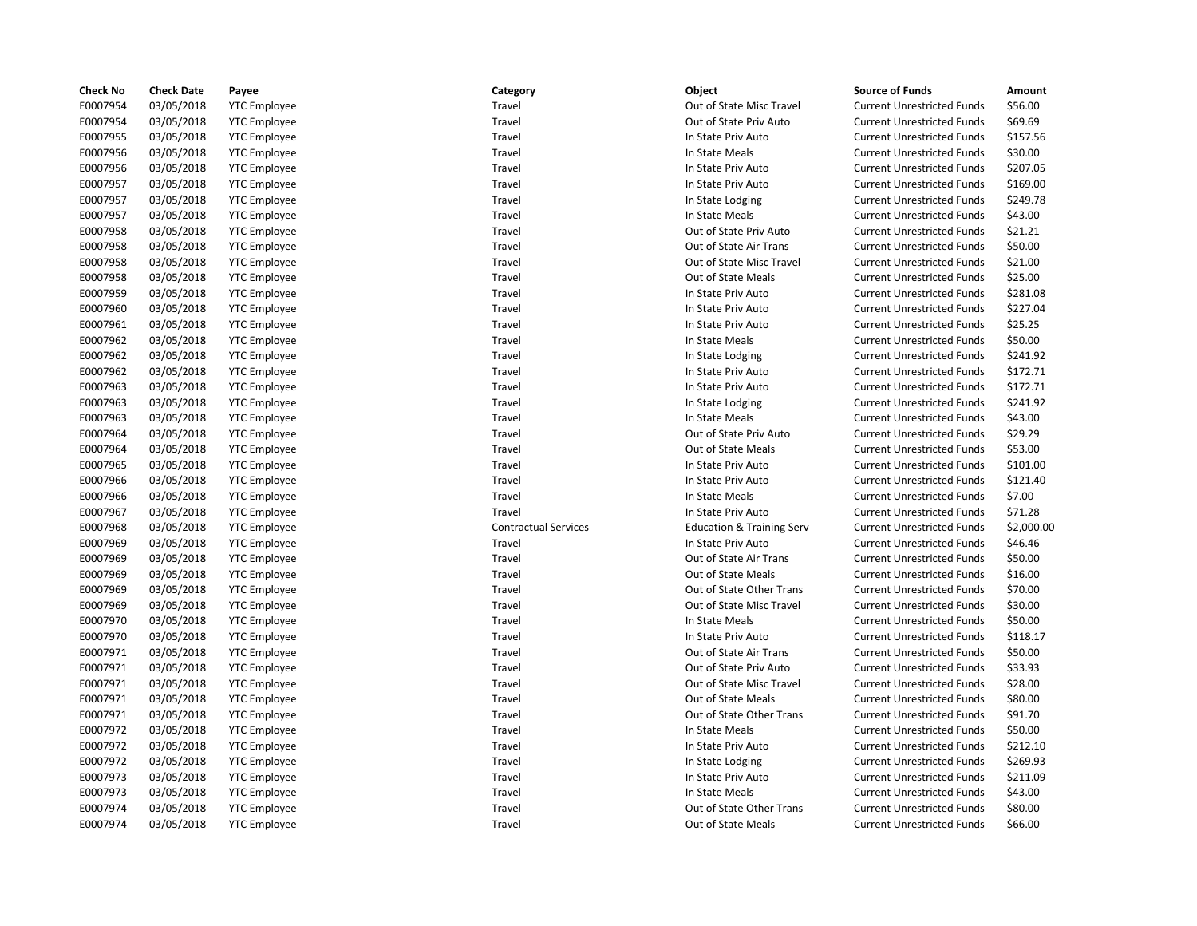| Check No | Check Date | Payee | Category | Object | Source of Funds | Amount |
|---|---|---|---|---|---|---|
| E0007954 | 03/05/2018 | YTC Employee | Travel | Out of State Misc Travel | Current Unrestricted Funds | $56.00 |
| E0007954 | 03/05/2018 | YTC Employee | Travel | Out of State Priv Auto | Current Unrestricted Funds | $69.69 |
| E0007955 | 03/05/2018 | YTC Employee | Travel | In State Priv Auto | Current Unrestricted Funds | $157.56 |
| E0007956 | 03/05/2018 | YTC Employee | Travel | In State Meals | Current Unrestricted Funds | $30.00 |
| E0007956 | 03/05/2018 | YTC Employee | Travel | In State Priv Auto | Current Unrestricted Funds | $207.05 |
| E0007957 | 03/05/2018 | YTC Employee | Travel | In State Priv Auto | Current Unrestricted Funds | $169.00 |
| E0007957 | 03/05/2018 | YTC Employee | Travel | In State Lodging | Current Unrestricted Funds | $249.78 |
| E0007957 | 03/05/2018 | YTC Employee | Travel | In State Meals | Current Unrestricted Funds | $43.00 |
| E0007958 | 03/05/2018 | YTC Employee | Travel | Out of State Priv Auto | Current Unrestricted Funds | $21.21 |
| E0007958 | 03/05/2018 | YTC Employee | Travel | Out of State Air Trans | Current Unrestricted Funds | $50.00 |
| E0007958 | 03/05/2018 | YTC Employee | Travel | Out of State Misc Travel | Current Unrestricted Funds | $21.00 |
| E0007958 | 03/05/2018 | YTC Employee | Travel | Out of State Meals | Current Unrestricted Funds | $25.00 |
| E0007959 | 03/05/2018 | YTC Employee | Travel | In State Priv Auto | Current Unrestricted Funds | $281.08 |
| E0007960 | 03/05/2018 | YTC Employee | Travel | In State Priv Auto | Current Unrestricted Funds | $227.04 |
| E0007961 | 03/05/2018 | YTC Employee | Travel | In State Priv Auto | Current Unrestricted Funds | $25.25 |
| E0007962 | 03/05/2018 | YTC Employee | Travel | In State Meals | Current Unrestricted Funds | $50.00 |
| E0007962 | 03/05/2018 | YTC Employee | Travel | In State Lodging | Current Unrestricted Funds | $241.92 |
| E0007962 | 03/05/2018 | YTC Employee | Travel | In State Priv Auto | Current Unrestricted Funds | $172.71 |
| E0007963 | 03/05/2018 | YTC Employee | Travel | In State Priv Auto | Current Unrestricted Funds | $172.71 |
| E0007963 | 03/05/2018 | YTC Employee | Travel | In State Lodging | Current Unrestricted Funds | $241.92 |
| E0007963 | 03/05/2018 | YTC Employee | Travel | In State Meals | Current Unrestricted Funds | $43.00 |
| E0007964 | 03/05/2018 | YTC Employee | Travel | Out of State Priv Auto | Current Unrestricted Funds | $29.29 |
| E0007964 | 03/05/2018 | YTC Employee | Travel | Out of State Meals | Current Unrestricted Funds | $53.00 |
| E0007965 | 03/05/2018 | YTC Employee | Travel | In State Priv Auto | Current Unrestricted Funds | $101.00 |
| E0007966 | 03/05/2018 | YTC Employee | Travel | In State Priv Auto | Current Unrestricted Funds | $121.40 |
| E0007966 | 03/05/2018 | YTC Employee | Travel | In State Meals | Current Unrestricted Funds | $7.00 |
| E0007967 | 03/05/2018 | YTC Employee | Travel | In State Priv Auto | Current Unrestricted Funds | $71.28 |
| E0007968 | 03/05/2018 | YTC Employee | Contractual Services | Education & Training Serv | Current Unrestricted Funds | $2,000.00 |
| E0007969 | 03/05/2018 | YTC Employee | Travel | In State Priv Auto | Current Unrestricted Funds | $46.46 |
| E0007969 | 03/05/2018 | YTC Employee | Travel | Out of State Air Trans | Current Unrestricted Funds | $50.00 |
| E0007969 | 03/05/2018 | YTC Employee | Travel | Out of State Meals | Current Unrestricted Funds | $16.00 |
| E0007969 | 03/05/2018 | YTC Employee | Travel | Out of State Other Trans | Current Unrestricted Funds | $70.00 |
| E0007969 | 03/05/2018 | YTC Employee | Travel | Out of State Misc Travel | Current Unrestricted Funds | $30.00 |
| E0007970 | 03/05/2018 | YTC Employee | Travel | In State Meals | Current Unrestricted Funds | $50.00 |
| E0007970 | 03/05/2018 | YTC Employee | Travel | In State Priv Auto | Current Unrestricted Funds | $118.17 |
| E0007971 | 03/05/2018 | YTC Employee | Travel | Out of State Air Trans | Current Unrestricted Funds | $50.00 |
| E0007971 | 03/05/2018 | YTC Employee | Travel | Out of State Priv Auto | Current Unrestricted Funds | $33.93 |
| E0007971 | 03/05/2018 | YTC Employee | Travel | Out of State Misc Travel | Current Unrestricted Funds | $28.00 |
| E0007971 | 03/05/2018 | YTC Employee | Travel | Out of State Meals | Current Unrestricted Funds | $80.00 |
| E0007971 | 03/05/2018 | YTC Employee | Travel | Out of State Other Trans | Current Unrestricted Funds | $91.70 |
| E0007972 | 03/05/2018 | YTC Employee | Travel | In State Meals | Current Unrestricted Funds | $50.00 |
| E0007972 | 03/05/2018 | YTC Employee | Travel | In State Priv Auto | Current Unrestricted Funds | $212.10 |
| E0007972 | 03/05/2018 | YTC Employee | Travel | In State Lodging | Current Unrestricted Funds | $269.93 |
| E0007973 | 03/05/2018 | YTC Employee | Travel | In State Priv Auto | Current Unrestricted Funds | $211.09 |
| E0007973 | 03/05/2018 | YTC Employee | Travel | In State Meals | Current Unrestricted Funds | $43.00 |
| E0007974 | 03/05/2018 | YTC Employee | Travel | Out of State Other Trans | Current Unrestricted Funds | $80.00 |
| E0007974 | 03/05/2018 | YTC Employee | Travel | Out of State Meals | Current Unrestricted Funds | $66.00 |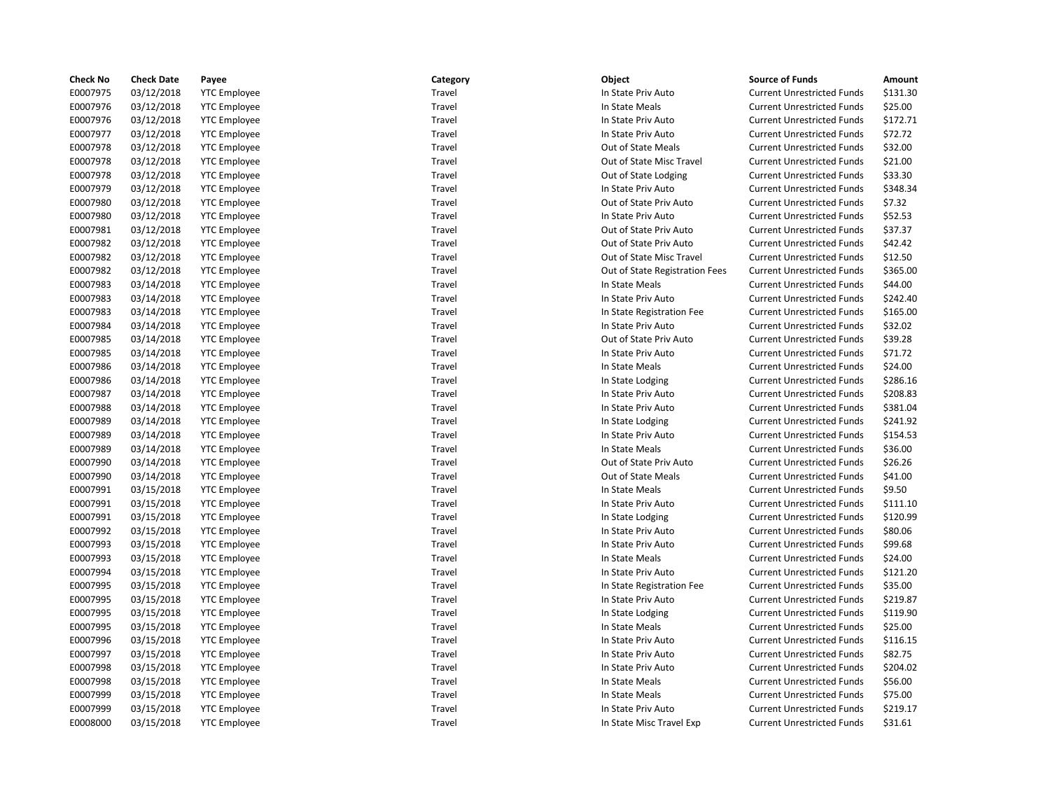| Check No | Check Date | Payee | Category | Object | Source of Funds | Amount |
|---|---|---|---|---|---|---|
| E0007975 | 03/12/2018 | YTC Employee | Travel | In State Priv Auto | Current Unrestricted Funds | $131.30 |
| E0007976 | 03/12/2018 | YTC Employee | Travel | In State Meals | Current Unrestricted Funds | $25.00 |
| E0007976 | 03/12/2018 | YTC Employee | Travel | In State Priv Auto | Current Unrestricted Funds | $172.71 |
| E0007977 | 03/12/2018 | YTC Employee | Travel | In State Priv Auto | Current Unrestricted Funds | $72.72 |
| E0007978 | 03/12/2018 | YTC Employee | Travel | Out of State Meals | Current Unrestricted Funds | $32.00 |
| E0007978 | 03/12/2018 | YTC Employee | Travel | Out of State Misc Travel | Current Unrestricted Funds | $21.00 |
| E0007978 | 03/12/2018 | YTC Employee | Travel | Out of State Lodging | Current Unrestricted Funds | $33.30 |
| E0007979 | 03/12/2018 | YTC Employee | Travel | In State Priv Auto | Current Unrestricted Funds | $348.34 |
| E0007980 | 03/12/2018 | YTC Employee | Travel | Out of State Priv Auto | Current Unrestricted Funds | $7.32 |
| E0007980 | 03/12/2018 | YTC Employee | Travel | In State Priv Auto | Current Unrestricted Funds | $52.53 |
| E0007981 | 03/12/2018 | YTC Employee | Travel | Out of State Priv Auto | Current Unrestricted Funds | $37.37 |
| E0007982 | 03/12/2018 | YTC Employee | Travel | Out of State Priv Auto | Current Unrestricted Funds | $42.42 |
| E0007982 | 03/12/2018 | YTC Employee | Travel | Out of State Misc Travel | Current Unrestricted Funds | $12.50 |
| E0007982 | 03/12/2018 | YTC Employee | Travel | Out of State Registration Fees | Current Unrestricted Funds | $365.00 |
| E0007983 | 03/14/2018 | YTC Employee | Travel | In State Meals | Current Unrestricted Funds | $44.00 |
| E0007983 | 03/14/2018 | YTC Employee | Travel | In State Priv Auto | Current Unrestricted Funds | $242.40 |
| E0007983 | 03/14/2018 | YTC Employee | Travel | In State Registration Fee | Current Unrestricted Funds | $165.00 |
| E0007984 | 03/14/2018 | YTC Employee | Travel | In State Priv Auto | Current Unrestricted Funds | $32.02 |
| E0007985 | 03/14/2018 | YTC Employee | Travel | Out of State Priv Auto | Current Unrestricted Funds | $39.28 |
| E0007985 | 03/14/2018 | YTC Employee | Travel | In State Priv Auto | Current Unrestricted Funds | $71.72 |
| E0007986 | 03/14/2018 | YTC Employee | Travel | In State Meals | Current Unrestricted Funds | $24.00 |
| E0007986 | 03/14/2018 | YTC Employee | Travel | In State Lodging | Current Unrestricted Funds | $286.16 |
| E0007987 | 03/14/2018 | YTC Employee | Travel | In State Priv Auto | Current Unrestricted Funds | $208.83 |
| E0007988 | 03/14/2018 | YTC Employee | Travel | In State Priv Auto | Current Unrestricted Funds | $381.04 |
| E0007989 | 03/14/2018 | YTC Employee | Travel | In State Lodging | Current Unrestricted Funds | $241.92 |
| E0007989 | 03/14/2018 | YTC Employee | Travel | In State Priv Auto | Current Unrestricted Funds | $154.53 |
| E0007989 | 03/14/2018 | YTC Employee | Travel | In State Meals | Current Unrestricted Funds | $36.00 |
| E0007990 | 03/14/2018 | YTC Employee | Travel | Out of State Priv Auto | Current Unrestricted Funds | $26.26 |
| E0007990 | 03/14/2018 | YTC Employee | Travel | Out of State Meals | Current Unrestricted Funds | $41.00 |
| E0007991 | 03/15/2018 | YTC Employee | Travel | In State Meals | Current Unrestricted Funds | $9.50 |
| E0007991 | 03/15/2018 | YTC Employee | Travel | In State Priv Auto | Current Unrestricted Funds | $111.10 |
| E0007991 | 03/15/2018 | YTC Employee | Travel | In State Lodging | Current Unrestricted Funds | $120.99 |
| E0007992 | 03/15/2018 | YTC Employee | Travel | In State Priv Auto | Current Unrestricted Funds | $80.06 |
| E0007993 | 03/15/2018 | YTC Employee | Travel | In State Priv Auto | Current Unrestricted Funds | $99.68 |
| E0007993 | 03/15/2018 | YTC Employee | Travel | In State Meals | Current Unrestricted Funds | $24.00 |
| E0007994 | 03/15/2018 | YTC Employee | Travel | In State Priv Auto | Current Unrestricted Funds | $121.20 |
| E0007995 | 03/15/2018 | YTC Employee | Travel | In State Registration Fee | Current Unrestricted Funds | $35.00 |
| E0007995 | 03/15/2018 | YTC Employee | Travel | In State Priv Auto | Current Unrestricted Funds | $219.87 |
| E0007995 | 03/15/2018 | YTC Employee | Travel | In State Lodging | Current Unrestricted Funds | $119.90 |
| E0007995 | 03/15/2018 | YTC Employee | Travel | In State Meals | Current Unrestricted Funds | $25.00 |
| E0007996 | 03/15/2018 | YTC Employee | Travel | In State Priv Auto | Current Unrestricted Funds | $116.15 |
| E0007997 | 03/15/2018 | YTC Employee | Travel | In State Priv Auto | Current Unrestricted Funds | $82.75 |
| E0007998 | 03/15/2018 | YTC Employee | Travel | In State Priv Auto | Current Unrestricted Funds | $204.02 |
| E0007998 | 03/15/2018 | YTC Employee | Travel | In State Meals | Current Unrestricted Funds | $56.00 |
| E0007999 | 03/15/2018 | YTC Employee | Travel | In State Meals | Current Unrestricted Funds | $75.00 |
| E0007999 | 03/15/2018 | YTC Employee | Travel | In State Priv Auto | Current Unrestricted Funds | $219.17 |
| E0008000 | 03/15/2018 | YTC Employee | Travel | In State Misc Travel Exp | Current Unrestricted Funds | $31.61 |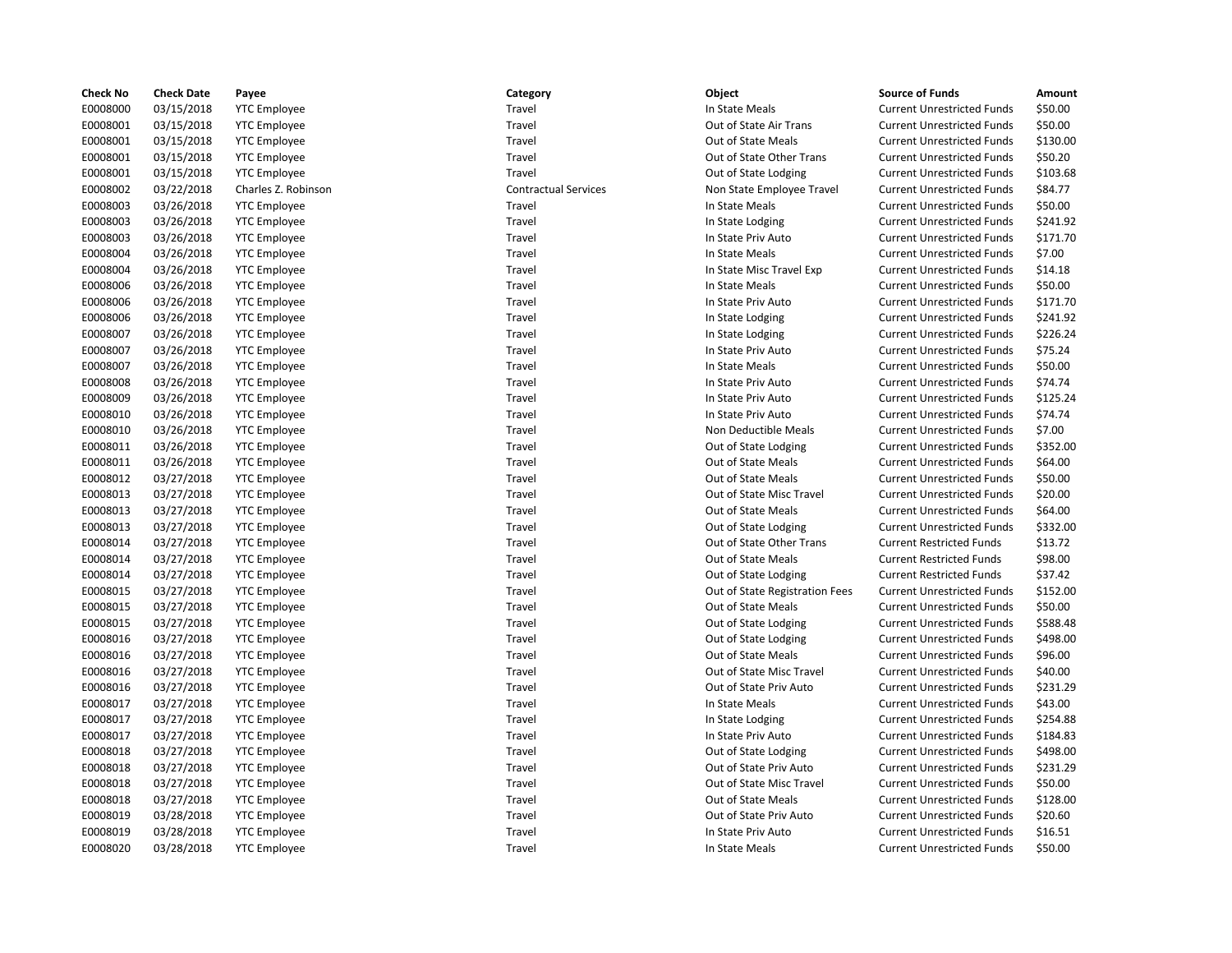| Check No | Check Date | Payee | Category | Object | Source of Funds | Amount |
|---|---|---|---|---|---|---|
| E0008000 | 03/15/2018 | YTC Employee | Travel | In State Meals | Current Unrestricted Funds | $50.00 |
| E0008001 | 03/15/2018 | YTC Employee | Travel | Out of State Air Trans | Current Unrestricted Funds | $50.00 |
| E0008001 | 03/15/2018 | YTC Employee | Travel | Out of State Meals | Current Unrestricted Funds | $130.00 |
| E0008001 | 03/15/2018 | YTC Employee | Travel | Out of State Other Trans | Current Unrestricted Funds | $50.20 |
| E0008001 | 03/15/2018 | YTC Employee | Travel | Out of State Lodging | Current Unrestricted Funds | $103.68 |
| E0008002 | 03/22/2018 | Charles Z. Robinson | Contractual Services | Non State Employee Travel | Current Unrestricted Funds | $84.77 |
| E0008003 | 03/26/2018 | YTC Employee | Travel | In State Meals | Current Unrestricted Funds | $50.00 |
| E0008003 | 03/26/2018 | YTC Employee | Travel | In State Lodging | Current Unrestricted Funds | $241.92 |
| E0008003 | 03/26/2018 | YTC Employee | Travel | In State Priv Auto | Current Unrestricted Funds | $171.70 |
| E0008004 | 03/26/2018 | YTC Employee | Travel | In State Meals | Current Unrestricted Funds | $7.00 |
| E0008004 | 03/26/2018 | YTC Employee | Travel | In State Misc Travel Exp | Current Unrestricted Funds | $14.18 |
| E0008006 | 03/26/2018 | YTC Employee | Travel | In State Meals | Current Unrestricted Funds | $50.00 |
| E0008006 | 03/26/2018 | YTC Employee | Travel | In State Priv Auto | Current Unrestricted Funds | $171.70 |
| E0008006 | 03/26/2018 | YTC Employee | Travel | In State Lodging | Current Unrestricted Funds | $241.92 |
| E0008007 | 03/26/2018 | YTC Employee | Travel | In State Lodging | Current Unrestricted Funds | $226.24 |
| E0008007 | 03/26/2018 | YTC Employee | Travel | In State Priv Auto | Current Unrestricted Funds | $75.24 |
| E0008007 | 03/26/2018 | YTC Employee | Travel | In State Meals | Current Unrestricted Funds | $50.00 |
| E0008008 | 03/26/2018 | YTC Employee | Travel | In State Priv Auto | Current Unrestricted Funds | $74.74 |
| E0008009 | 03/26/2018 | YTC Employee | Travel | In State Priv Auto | Current Unrestricted Funds | $125.24 |
| E0008010 | 03/26/2018 | YTC Employee | Travel | In State Priv Auto | Current Unrestricted Funds | $74.74 |
| E0008010 | 03/26/2018 | YTC Employee | Travel | Non Deductible Meals | Current Unrestricted Funds | $7.00 |
| E0008011 | 03/26/2018 | YTC Employee | Travel | Out of State Lodging | Current Unrestricted Funds | $352.00 |
| E0008011 | 03/26/2018 | YTC Employee | Travel | Out of State Meals | Current Unrestricted Funds | $64.00 |
| E0008012 | 03/27/2018 | YTC Employee | Travel | Out of State Meals | Current Unrestricted Funds | $50.00 |
| E0008013 | 03/27/2018 | YTC Employee | Travel | Out of State Misc Travel | Current Unrestricted Funds | $20.00 |
| E0008013 | 03/27/2018 | YTC Employee | Travel | Out of State Meals | Current Unrestricted Funds | $64.00 |
| E0008013 | 03/27/2018 | YTC Employee | Travel | Out of State Lodging | Current Unrestricted Funds | $332.00 |
| E0008014 | 03/27/2018 | YTC Employee | Travel | Out of State Other Trans | Current Restricted Funds | $13.72 |
| E0008014 | 03/27/2018 | YTC Employee | Travel | Out of State Meals | Current Restricted Funds | $98.00 |
| E0008014 | 03/27/2018 | YTC Employee | Travel | Out of State Lodging | Current Restricted Funds | $37.42 |
| E0008015 | 03/27/2018 | YTC Employee | Travel | Out of State Registration Fees | Current Unrestricted Funds | $152.00 |
| E0008015 | 03/27/2018 | YTC Employee | Travel | Out of State Meals | Current Unrestricted Funds | $50.00 |
| E0008015 | 03/27/2018 | YTC Employee | Travel | Out of State Lodging | Current Unrestricted Funds | $588.48 |
| E0008016 | 03/27/2018 | YTC Employee | Travel | Out of State Lodging | Current Unrestricted Funds | $498.00 |
| E0008016 | 03/27/2018 | YTC Employee | Travel | Out of State Meals | Current Unrestricted Funds | $96.00 |
| E0008016 | 03/27/2018 | YTC Employee | Travel | Out of State Misc Travel | Current Unrestricted Funds | $40.00 |
| E0008016 | 03/27/2018 | YTC Employee | Travel | Out of State Priv Auto | Current Unrestricted Funds | $231.29 |
| E0008017 | 03/27/2018 | YTC Employee | Travel | In State Meals | Current Unrestricted Funds | $43.00 |
| E0008017 | 03/27/2018 | YTC Employee | Travel | In State Lodging | Current Unrestricted Funds | $254.88 |
| E0008017 | 03/27/2018 | YTC Employee | Travel | In State Priv Auto | Current Unrestricted Funds | $184.83 |
| E0008018 | 03/27/2018 | YTC Employee | Travel | Out of State Lodging | Current Unrestricted Funds | $498.00 |
| E0008018 | 03/27/2018 | YTC Employee | Travel | Out of State Priv Auto | Current Unrestricted Funds | $231.29 |
| E0008018 | 03/27/2018 | YTC Employee | Travel | Out of State Misc Travel | Current Unrestricted Funds | $50.00 |
| E0008018 | 03/27/2018 | YTC Employee | Travel | Out of State Meals | Current Unrestricted Funds | $128.00 |
| E0008019 | 03/28/2018 | YTC Employee | Travel | Out of State Priv Auto | Current Unrestricted Funds | $20.60 |
| E0008019 | 03/28/2018 | YTC Employee | Travel | In State Priv Auto | Current Unrestricted Funds | $16.51 |
| E0008020 | 03/28/2018 | YTC Employee | Travel | In State Meals | Current Unrestricted Funds | $50.00 |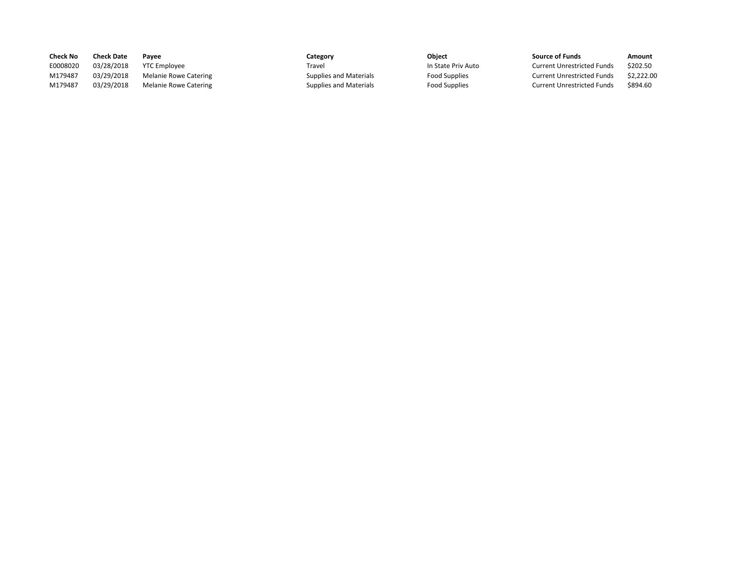| Check No | Check Date | Payee | Category | Object | Source of Funds | Amount |
|---|---|---|---|---|---|---|
| E0008020 | 03/28/2018 | YTC Employee | Travel | In State Priv Auto | Current Unrestricted Funds | $202.50 |
| M179487 | 03/29/2018 | Melanie Rowe Catering | Supplies and Materials | Food Supplies | Current Unrestricted Funds | $2,222.00 |
| M179487 | 03/29/2018 | Melanie Rowe Catering | Supplies and Materials | Food Supplies | Current Unrestricted Funds | $894.60 |